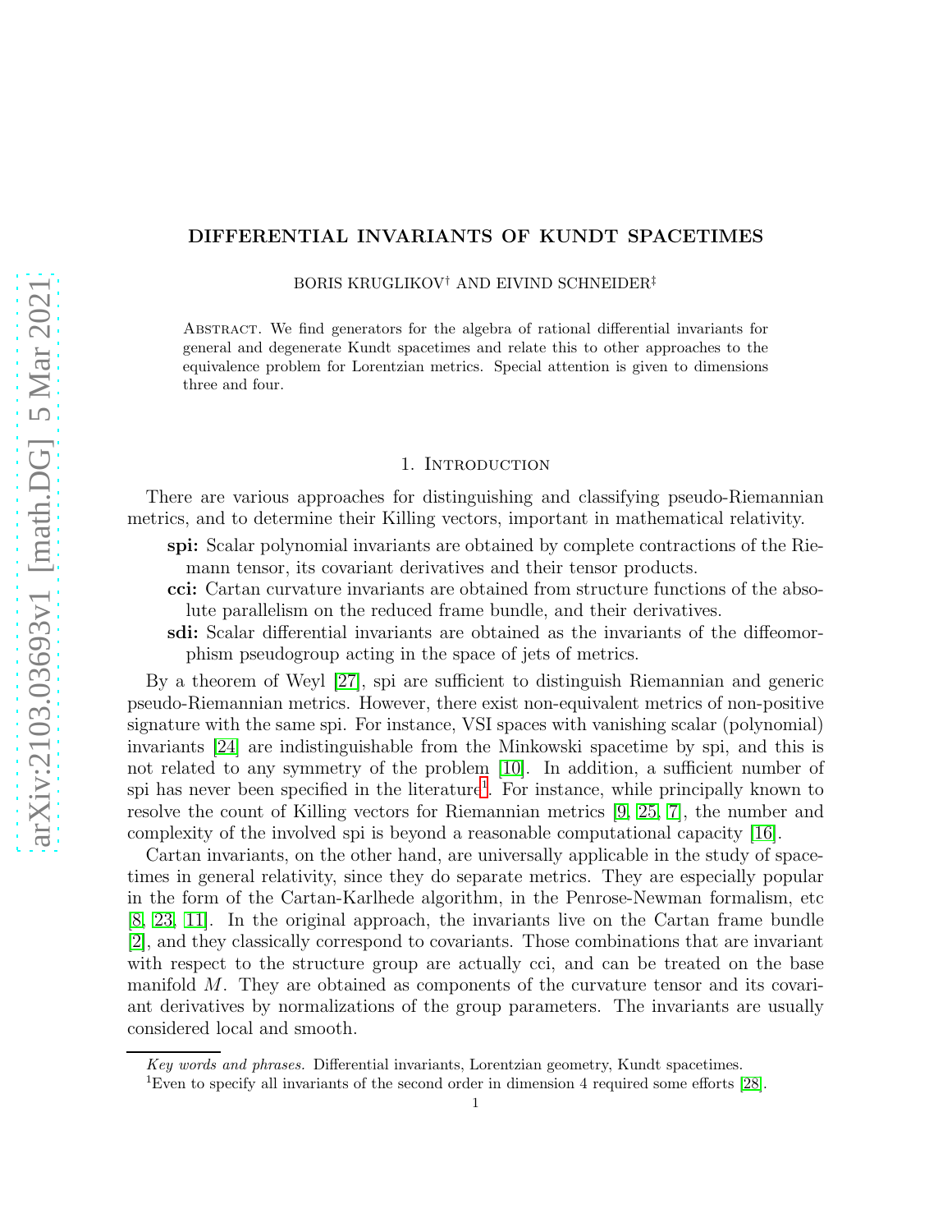# DIFFERENTIAL INVARIANTS OF KUNDT SPACETIMES

BORIS KRUGLIKOV[†] AND EIVIND SCHNEIDER[‡]

Abstract. We find generators for the algebra of rational differential invariants for general and degenerate Kundt spacetimes and relate this to other approaches to the equivalence problem for Lorentzian metrics. Special attention is given to dimensions three and four.

## 1. Introduction

There are various approaches for distinguishing and classifying pseudo-Riemannian metrics, and to determine their Killing vectors, important in mathematical relativity.

- **spi:** Scalar polynomial invariants are obtained by complete contractions of the Riemann tensor, its covariant derivatives and their tensor products.
- **cci:** Cartan curvature invariants are obtained from structure functions of the absolute parallelism on the reduced frame bundle, and their derivatives.
- **sdi:** Scalar differential invariants are obtained as the invariants of the diffeomorphism pseudogroup acting in the space of jets of metrics.

By a theorem of Weyl [27], spi are sufficient to distinguish Riemannian and generic pseudo-Riemannian metrics. However, there exist non-equivalent metrics of non-positive signature with the same spi. For instance, VSI spaces with vanishing scalar (polynomial) invariants [24] are indistinguishable from the Minkowski spacetime by spi, and this is not related to any symmetry of the problem [10]. In addition, a sufficient number of spi has never been specified in the literature[1]. For instance, while principally known to resolve the count of Killing vectors for Riemannian metrics [9, 25, 7], the number and complexity of the involved spi is beyond a reasonable computational capacity [16].

Cartan invariants, on the other hand, are universally applicable in the study of spacetimes in general relativity, since they do separate metrics. They are especially popular in the form of the Cartan-Karlhede algorithm, in the Penrose-Newman formalism, etc [8, 23, 11]. In the original approach, the invariants live on the Cartan frame bundle [2], and they classically correspond to covariants. Those combinations that are invariant with respect to the structure group are actually cci, and can be treated on the base manifold $M$. They are obtained as components of the curvature tensor and its covariant derivatives by normalizations of the group parameters. The invariants are usually considered local and smooth.

*Key words and phrases.* Differential invariants, Lorentzian geometry, Kundt spacetimes.

[1] Even to specify all invariants of the second order in dimension 4 required some efforts [28].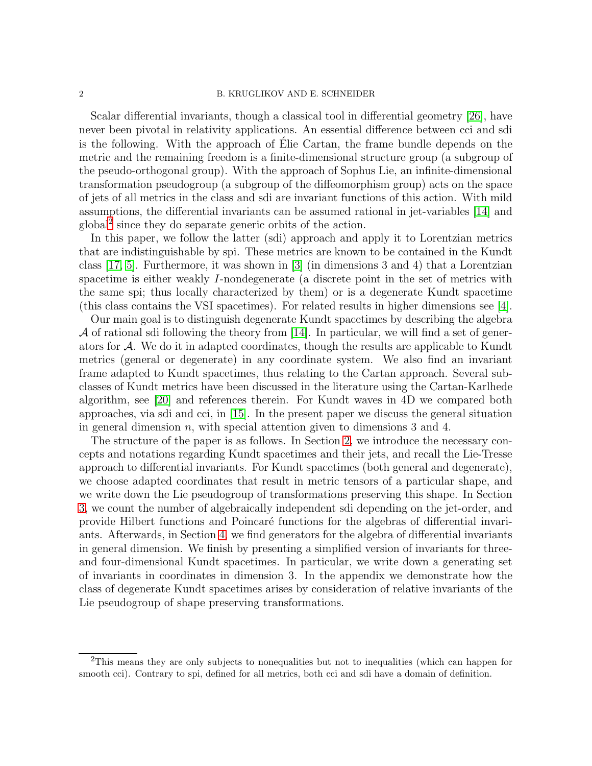Scalar differential invariants, though a classical tool in differential geometry [26], have never been pivotal in relativity applications. An essential difference between cci and sdi is the following. With the approach of Élie Cartan, the frame bundle depends on the metric and the remaining freedom is a finite-dimensional structure group (a subgroup of the pseudo-orthogonal group). With the approach of Sophus Lie, an infinite-dimensional transformation pseudogroup (a subgroup of the diffeomorphism group) acts on the space of jets of all metrics in the class and sdi are invariant functions of this action. With mild assumptions, the differential invariants can be assumed rational in jet-variables [14] and global[2] since they do separate generic orbits of the action.

In this paper, we follow the latter (sdi) approach and apply it to Lorentzian metrics that are indistinguishable by spi. These metrics are known to be contained in the Kundt class [17, 5]. Furthermore, it was shown in [3] (in dimensions 3 and 4) that a Lorentzian spacetime is either weakly $I$-nondegenerate (a discrete point in the set of metrics with the same spi; thus locally characterized by them) or is a degenerate Kundt spacetime (this class contains the VSI spacetimes). For related results in higher dimensions see [4].

Our main goal is to distinguish degenerate Kundt spacetimes by describing the algebra $\mathcal{A}$ of rational sdi following the theory from [14]. In particular, we will find a set of generators for $\mathcal{A}$. We do it in adapted coordinates, though the results are applicable to Kundt metrics (general or degenerate) in any coordinate system. We also find an invariant frame adapted to Kundt spacetimes, thus relating to the Cartan approach. Several subclasses of Kundt metrics have been discussed in the literature using the Cartan-Karlhede algorithm, see [20] and references therein. For Kundt waves in 4D we compared both approaches, via sdi and cci, in [15]. In the present paper we discuss the general situation in general dimension $n$, with special attention given to dimensions 3 and 4.

The structure of the paper is as follows. In Section 2, we introduce the necessary concepts and notations regarding Kundt spacetimes and their jets, and recall the Lie-Tresse approach to differential invariants. For Kundt spacetimes (both general and degenerate), we choose adapted coordinates that result in metric tensors of a particular shape, and we write down the Lie pseudogroup of transformations preserving this shape. In Section 3, we count the number of algebraically independent sdi depending on the jet-order, and provide Hilbert functions and Poincaré functions for the algebras of differential invariants. Afterwards, in Section 4, we find generators for the algebra of differential invariants in general dimension. We finish by presenting a simplified version of invariants for three- and four-dimensional Kundt spacetimes. In particular, we write down a generating set of invariants in coordinates in dimension 3. In the appendix we demonstrate how the class of degenerate Kundt spacetimes arises by consideration of relative invariants of the Lie pseudogroup of shape preserving transformations.

---

[2] This means they are only subjects to nonequalities but not to inequalities (which can happen for smooth cci). Contrary to spi, defined for all metrics, both cci and sdi have a domain of definition.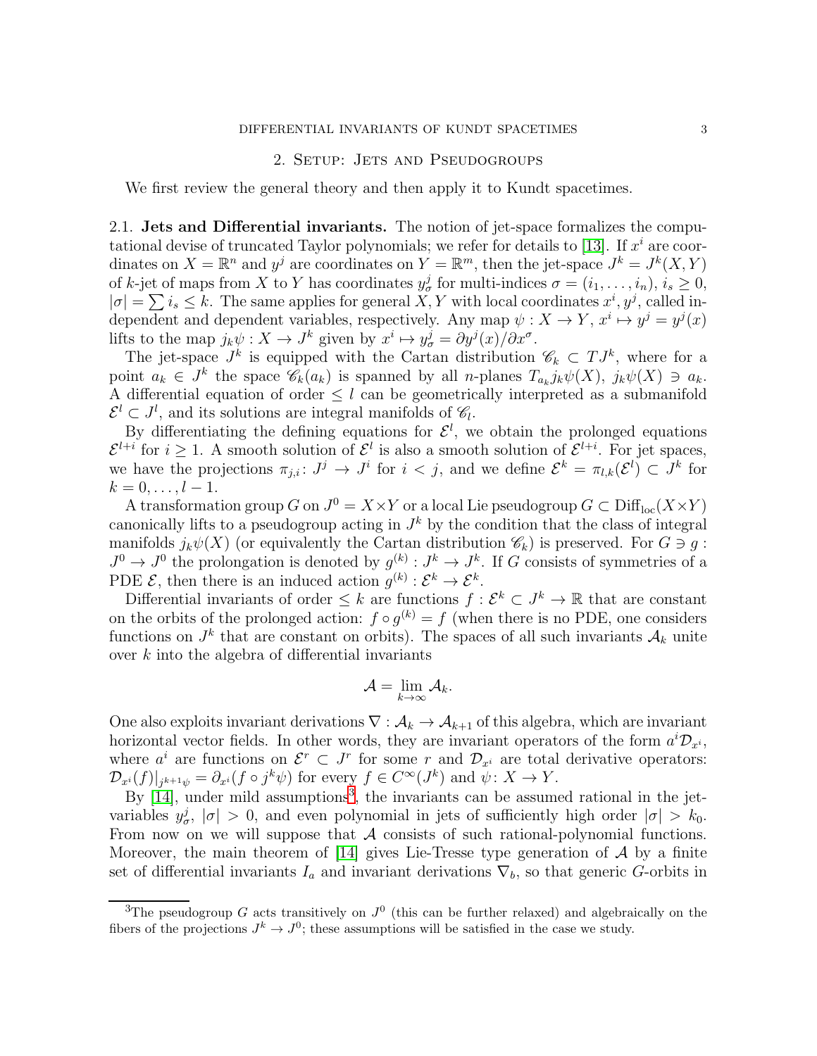## 2. Setup: Jets and Pseudogroups

We first review the general theory and then apply it to Kundt spacetimes.

### 2.1. Jets and Differential invariants.

The notion of jet-space formalizes the computational devise of truncated Taylor polynomials; we refer for details to [13]. If $x^i$ are coordinates on $X = \mathbb{R}^n$ and $y^j$ are coordinates on $Y = \mathbb{R}^m$, then the jet-space $J^k = J^k(X, Y)$ of $k$-jet of maps from $X$ to $Y$ has coordinates $y^j_\sigma$ for multi-indices $\sigma = (i_1, \dots, i_n)$, $i_s \geq 0$, $|\sigma| = \sum i_s \leq k$. The same applies for general $X, Y$ with local coordinates $x^i, y^j$, called independent and dependent variables, respectively. Any map $\psi : X \to Y$, $x^i \mapsto y^j = y^j(x)$ lifts to the map $j_k\psi : X \to J^k$ given by $x^i \mapsto y^j_\sigma = \partial y^j(x)/\partial x^\sigma$.

The jet-space $J^k$ is equipped with the Cartan distribution $\mathscr{C}_k \subset TJ^k$, where for a point $a_k \in J^k$ the space $\mathscr{C}_k(a_k)$ is spanned by all $n$-planes $T_{a_k} j_k\psi(X)$, $j_k\psi(X) \ni a_k$. A differential equation of order $\leq l$ can be geometrically interpreted as a submanifold $\mathcal{E}^l \subset J^l$, and its solutions are integral manifolds of $\mathscr{C}_l$.

By differentiating the defining equations for $\mathcal{E}^l$, we obtain the prolonged equations $\mathcal{E}^{l+i}$ for $i \geq 1$. A smooth solution of $\mathcal{E}^l$ is also a smooth solution of $\mathcal{E}^{l+i}$. For jet spaces, we have the projections $\pi_{j,i} \colon J^j \to J^i$ for $i < j$, and we define $\mathcal{E}^k = \pi_{l,k}(\mathcal{E}^l) \subset J^k$ for $k = 0, \dots, l-1$.

A transformation group $G$ on $J^0 = X \times Y$ or a local Lie pseudogroup $G \subset \mathrm{Diff}_{\mathrm{loc}}(X \times Y)$ canonically lifts to a pseudogroup acting in $J^k$ by the condition that the class of integral manifolds $j_k\psi(X)$ (or equivalently the Cartan distribution $\mathscr{C}_k$) is preserved. For $G \ni g : J^0 \to J^0$ the prolongation is denoted by $g^{(k)} : J^k \to J^k$. If $G$ consists of symmetries of a PDE $\mathcal{E}$, then there is an induced action $g^{(k)} : \mathcal{E}^k \to \mathcal{E}^k$.

Differential invariants of order $\leq k$ are functions $f : \mathcal{E}^k \subset J^k \to \mathbb{R}$ that are constant on the orbits of the prolonged action: $f \circ g^{(k)} = f$ (when there is no PDE, one considers functions on $J^k$ that are constant on orbits). The spaces of all such invariants $\mathcal{A}_k$ unite over $k$ into the algebra of differential invariants

$$\mathcal{A} = \lim_{k \to \infty} \mathcal{A}_k.$$

One also exploits invariant derivations $\nabla : \mathcal{A}_k \to \mathcal{A}_{k+1}$ of this algebra, which are invariant horizontal vector fields. In other words, they are invariant operators of the form $a^i \mathcal{D}_{x^i}$, where $a^i$ are functions on $\mathcal{E}^r \subset J^r$ for some $r$ and $\mathcal{D}_{x^i}$ are total derivative operators: $\mathcal{D}_{x^i}(f)|_{j^{k+1}\psi} = \partial_{x^i}(f \circ j^k\psi)$ for every $f \in C^\infty(J^k)$ and $\psi \colon X \to Y$.

By [14], under mild assumptions[3], the invariants can be assumed rational in the jet-variables $y^j_\sigma$, $|\sigma| > 0$, and even polynomial in jets of sufficiently high order $|\sigma| > k_0$. From now on we will suppose that $\mathcal{A}$ consists of such rational-polynomial functions. Moreover, the main theorem of [14] gives Lie-Tresse type generation of $\mathcal{A}$ by a finite set of differential invariants $I_a$ and invariant derivations $\nabla_b$, so that generic $G$-orbits in

[3] The pseudogroup $G$ acts transitively on $J^0$ (this can be further relaxed) and algebraically on the fibers of the projections $J^k \to J^0$; these assumptions will be satisfied in the case we study.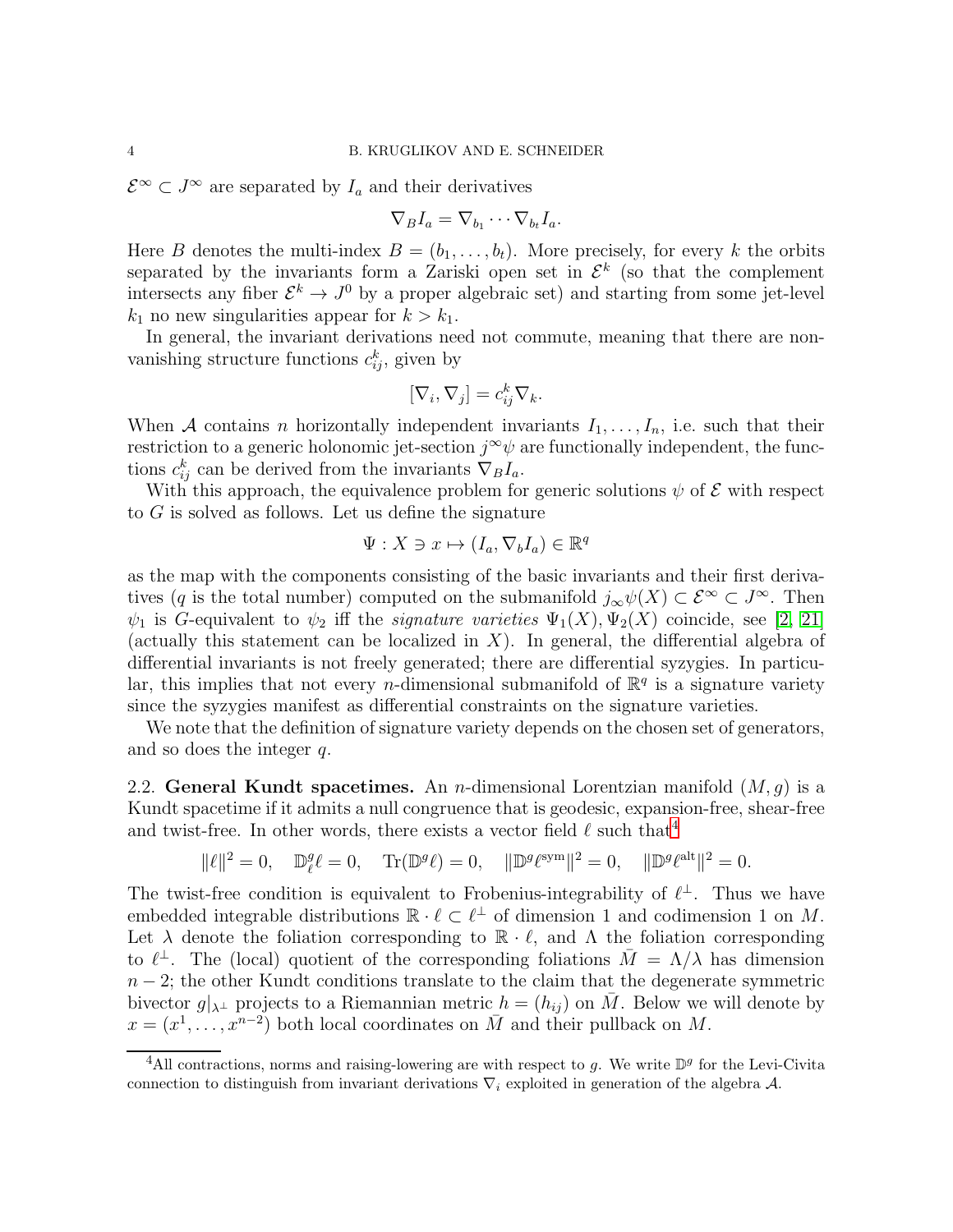$\mathcal{E}^\infty \subset J^\infty$ are separated by $I_a$ and their derivatives

$$\nabla_B I_a = \nabla_{b_1} \cdots \nabla_{b_t} I_a.$$

Here $B$ denotes the multi-index $B = (b_1, \ldots, b_t)$. More precisely, for every $k$ the orbits separated by the invariants form a Zariski open set in $\mathcal{E}^k$ (so that the complement intersects any fiber $\mathcal{E}^k \to J^0$ by a proper algebraic set) and starting from some jet-level $k_1$ no new singularities appear for $k > k_1$.

In general, the invariant derivations need not commute, meaning that there are non-vanishing structure functions $c_{ij}^k$, given by

$$[\nabla_i, \nabla_j] = c_{ij}^k \nabla_k.$$

When $\mathcal{A}$ contains $n$ horizontally independent invariants $I_1, \ldots, I_n$, i.e. such that their restriction to a generic holonomic jet-section $j^\infty\psi$ are functionally independent, the functions $c_{ij}^k$ can be derived from the invariants $\nabla_B I_a$.

With this approach, the equivalence problem for generic solutions $\psi$ of $\mathcal{E}$ with respect to $G$ is solved as follows. Let us define the signature

$$\Psi : X \ni x \mapsto (I_a, \nabla_b I_a) \in \mathbb{R}^q$$

as the map with the components consisting of the basic invariants and their first derivatives ($q$ is the total number) computed on the submanifold $j_\infty\psi(X) \subset \mathcal{E}^\infty \subset J^\infty$. Then $\psi_1$ is $G$-equivalent to $\psi_2$ iff the *signature varieties* $\Psi_1(X), \Psi_2(X)$ coincide, see [2, 21] (actually this statement can be localized in $X$). In general, the differential algebra of differential invariants is not freely generated; there are differential syzygies. In particular, this implies that not every $n$-dimensional submanifold of $\mathbb{R}^q$ is a signature variety since the syzygies manifest as differential constraints on the signature varieties.

We note that the definition of signature variety depends on the chosen set of generators, and so does the integer $q$.

## 2.2. General Kundt spacetimes.

An $n$-dimensional Lorentzian manifold $(M, g)$ is a Kundt spacetime if it admits a null congruence that is geodesic, expansion-free, shear-free and twist-free. In other words, there exists a vector field $\ell$ such that[4]

$$\|\ell\|^2 = 0, \quad \mathbb{D}^g_\ell \ell = 0, \quad \mathrm{Tr}(\mathbb{D}^g \ell) = 0, \quad \|\mathbb{D}^g \ell^{\mathrm{sym}}\|^2 = 0, \quad \|\mathbb{D}^g \ell^{\mathrm{alt}}\|^2 = 0.$$

The twist-free condition is equivalent to Frobenius-integrability of $\ell^\perp$. Thus we have embedded integrable distributions $\mathbb{R} \cdot \ell \subset \ell^\perp$ of dimension 1 and codimension 1 on $M$. Let $\lambda$ denote the foliation corresponding to $\mathbb{R} \cdot \ell$, and $\Lambda$ the foliation corresponding to $\ell^\perp$. The (local) quotient of the corresponding foliations $\bar{M} = \Lambda/\lambda$ has dimension $n-2$; the other Kundt conditions translate to the claim that the degenerate symmetric bivector $g|_{\lambda^\perp}$ projects to a Riemannian metric $h = (h_{ij})$ on $\bar{M}$. Below we will denote by $x = (x^1, \ldots, x^{n-2})$ both local coordinates on $\bar{M}$ and their pullback on $M$.

---

[4] All contractions, norms and raising-lowering are with respect to $g$. We write $\mathbb{D}^g$ for the Levi-Civita connection to distinguish from invariant derivations $\nabla_i$ exploited in generation of the algebra $\mathcal{A}$.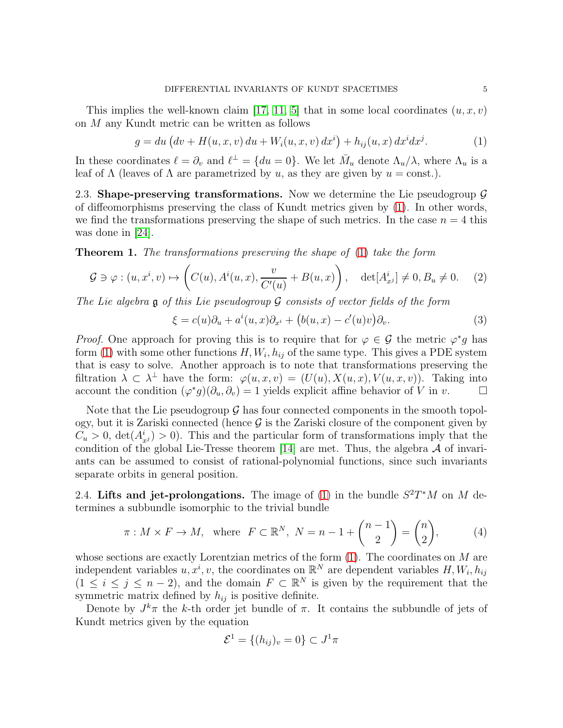This implies the well-known claim [17, 11, 5] that in some local coordinates $(u, x, v)$ on $M$ any Kundt metric can be written as follows

$$g = du\,\big(dv + H(u,x,v)\,du + W_i(u,x,v)\,dx^i\big) + h_{ij}(u,x)\,dx^i dx^j. \tag{1}$$

In these coordinates $\ell = \partial_v$ and $\ell^\perp = \{du = 0\}$. We let $\bar{M}_u$ denote $\Lambda_u/\lambda$, where $\Lambda_u$ is a leaf of $\Lambda$ (leaves of $\Lambda$ are parametrized by $u$, as they are given by $u = \text{const.}$).

### 2.3. Shape-preserving transformations.

Now we determine the Lie pseudogroup $\mathcal{G}$ of diffeomorphisms preserving the class of Kundt metrics given by (1). In other words, we find the transformations preserving the shape of such metrics. In the case $n = 4$ this was done in [24].

**Theorem 1.** *The transformations preserving the shape of* (1) *take the form*

$$\mathcal{G} \ni \varphi : (u, x^i, v) \mapsto \left(C(u), A^i(u,x), \frac{v}{C'(u)} + B(u,x)\right), \quad \det[A^i_{x^j}] \neq 0, B_u \neq 0. \tag{2}$$

*The Lie algebra* $\mathfrak{g}$ *of this Lie pseudogroup* $\mathcal{G}$ *consists of vector fields of the form*

$$\xi = c(u)\partial_u + a^i(u,x)\partial_{x^i} + \big(b(u,x) - c'(u)v\big)\partial_v. \tag{3}$$

*Proof.* One approach for proving this is to require that for $\varphi \in \mathcal{G}$ the metric $\varphi^* g$ has form (1) with some other functions $H, W_i, h_{ij}$ of the same type. This gives a PDE system that is easy to solve. Another approach is to note that transformations preserving the filtration $\lambda \subset \lambda^\perp$ have the form: $\varphi(u,x,v) = (U(u), X(u,x), V(u,x,v))$. Taking into account the condition $(\varphi^* g)(\partial_u, \partial_v) = 1$ yields explicit affine behavior of $V$ in $v$. $\square$

Note that the Lie pseudogroup $\mathcal{G}$ has four connected components in the smooth topology, but it is Zariski connected (hence $\mathcal{G}$ is the Zariski closure of the component given by $C_u > 0$, $\det(A^i_{x^j}) > 0$). This and the particular form of transformations imply that the condition of the global Lie-Tresse theorem [14] are met. Thus, the algebra $\mathcal{A}$ of invariants can be assumed to consist of rational-polynomial functions, since such invariants separate orbits in general position.

### 2.4. Lifts and jet-prolongations.

The image of (1) in the bundle $S^2T^*M$ on $M$ determines a subbundle isomorphic to the trivial bundle

$$\pi : M \times F \to M, \quad \text{where} \quad F \subset \mathbb{R}^N,\ N = n - 1 + \binom{n-1}{2} = \binom{n}{2}, \tag{4}$$

whose sections are exactly Lorentzian metrics of the form (1). The coordinates on $M$ are independent variables $u, x^i, v$, the coordinates on $\mathbb{R}^N$ are dependent variables $H, W_i, h_{ij}$ $(1 \leq i \leq j \leq n-2)$, and the domain $F \subset \mathbb{R}^N$ is given by the requirement that the symmetric matrix defined by $h_{ij}$ is positive definite.

Denote by $J^k\pi$ the $k$-th order jet bundle of $\pi$. It contains the subbundle of jets of Kundt metrics given by the equation

$$\mathcal{E}^1 = \{(h_{ij})_v = 0\} \subset J^1\pi$$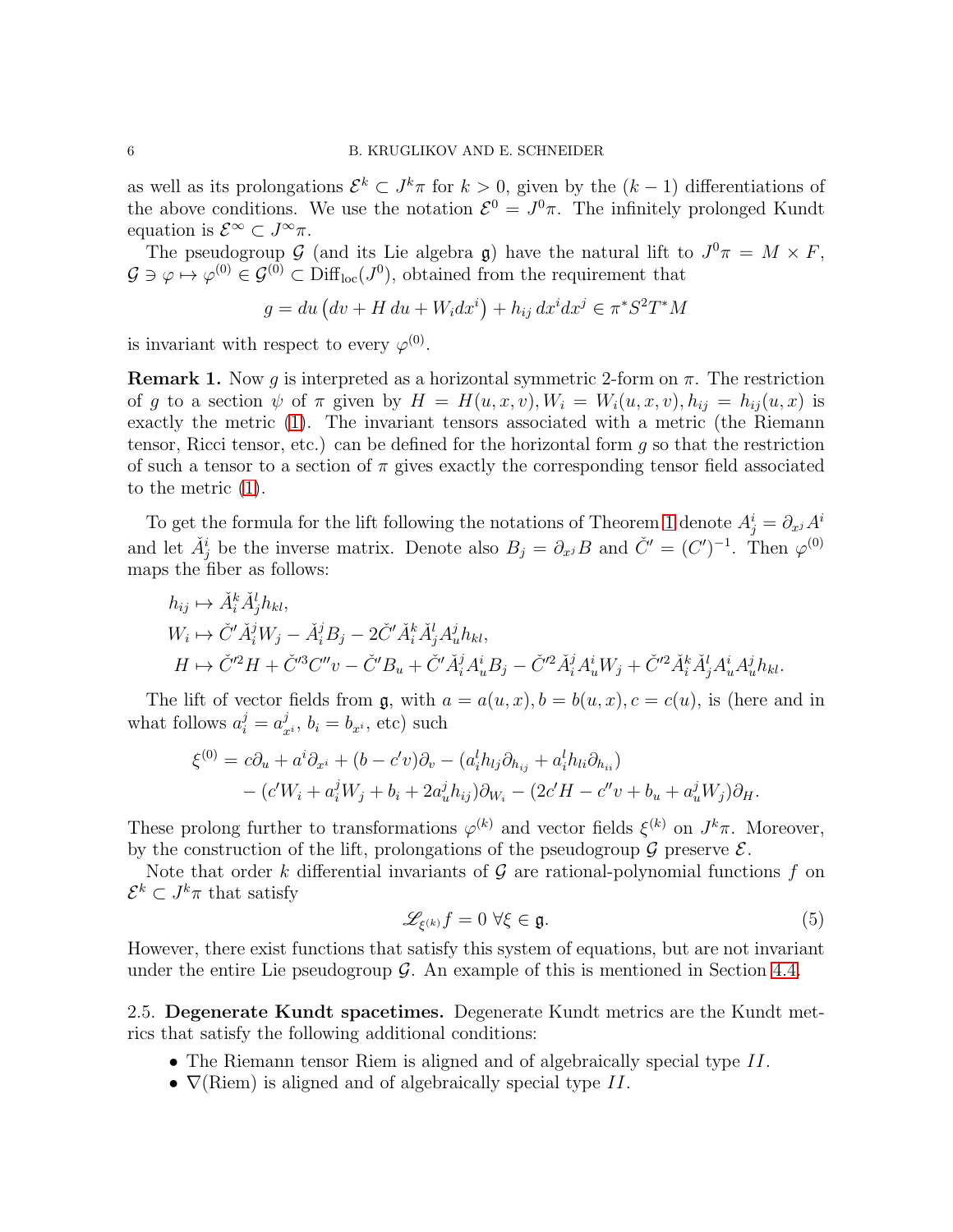as well as its prolongations $\mathcal{E}^k \subset J^k\pi$ for $k > 0$, given by the $(k-1)$ differentiations of the above conditions. We use the notation $\mathcal{E}^0 = J^0\pi$. The infinitely prolonged Kundt equation is $\mathcal{E}^\infty \subset J^\infty\pi$.

The pseudogroup $\mathcal{G}$ (and its Lie algebra $\mathfrak{g}$) have the natural lift to $J^0\pi = M \times F$, $\mathcal{G} \ni \varphi \mapsto \varphi^{(0)} \in \mathcal{G}^{(0)} \subset \mathrm{Diff}_{\mathrm{loc}}(J^0)$, obtained from the requirement that

$$g = du\left(dv + H\,du + W_i dx^i\right) + h_{ij}\,dx^i dx^j \in \pi^* S^2 T^* M$$

is invariant with respect to every $\varphi^{(0)}$.

**Remark 1.** Now $g$ is interpreted as a horizontal symmetric 2-form on $\pi$. The restriction of $g$ to a section $\psi$ of $\pi$ given by $H = H(u,x,v), W_i = W_i(u,x,v), h_{ij} = h_{ij}(u,x)$ is exactly the metric (1). The invariant tensors associated with a metric (the Riemann tensor, Ricci tensor, etc.) can be defined for the horizontal form $g$ so that the restriction of such a tensor to a section of $\pi$ gives exactly the corresponding tensor field associated to the metric (1).

To get the formula for the lift following the notations of Theorem 1 denote $A^i_j = \partial_{x^j} A^i$ and let $\check{A}^i_j$ be the inverse matrix. Denote also $B_j = \partial_{x^j} B$ and $\check{C}' = (C')^{-1}$. Then $\varphi^{(0)}$ maps the fiber as follows:

$$
\begin{aligned}
h_{ij} &\mapsto \check{A}^k_i \check{A}^l_j h_{kl},\\
W_i &\mapsto \check{C}' \check{A}^j_i W_j - \check{A}^j_i B_j - 2\check{C}' \check{A}^k_i \check{A}^l_j A^j_u h_{kl},\\
H &\mapsto \check{C}'^2 H + \check{C}'^3 C'' v - \check{C}' B_u + \check{C}' \check{A}^j_i A^i_u B_j - \check{C}'^2 \check{A}^j_i A^i_u W_j + \check{C}'^2 \check{A}^k_i \check{A}^l_j A^i_u A^j_u h_{kl}.
\end{aligned}
$$

The lift of vector fields from $\mathfrak{g}$, with $a = a(u,x), b = b(u,x), c = c(u)$, is (here and in what follows $a^j_i = a^j_{x^i}$, $b_i = b_{x^i}$, etc) such

$$
\begin{aligned}
\xi^{(0)} = {} & c\partial_u + a^i \partial_{x^i} + (b - c'v)\partial_v - (a^l_i h_{lj} \partial_{h_{ij}} + a^l_i h_{li} \partial_{h_{ii}})\\
& - (c' W_i + a^j_i W_j + b_i + 2a^j_u h_{ij})\partial_{W_i} - (2c'H - c''v + b_u + a^j_u W_j)\partial_H.
\end{aligned}
$$

These prolong further to transformations $\varphi^{(k)}$ and vector fields $\xi^{(k)}$ on $J^k\pi$. Moreover, by the construction of the lift, prolongations of the pseudogroup $\mathcal{G}$ preserve $\mathcal{E}$.

Note that order $k$ differential invariants of $\mathcal{G}$ are rational-polynomial functions $f$ on $\mathcal{E}^k \subset J^k\pi$ that satisfy

$$\mathscr{L}_{\xi^{(k)}} f = 0 \;\forall \xi \in \mathfrak{g}. \tag{5}$$

However, there exist functions that satisfy this system of equations, but are not invariant under the entire Lie pseudogroup $\mathcal{G}$. An example of this is mentioned in Section 4.4.

## 2.5. Degenerate Kundt spacetimes.

Degenerate Kundt metrics are the Kundt metrics that satisfy the following additional conditions:

- The Riemann tensor Riem is aligned and of algebraically special type $II$.
- $\nabla(\mathrm{Riem})$ is aligned and of algebraically special type $II$.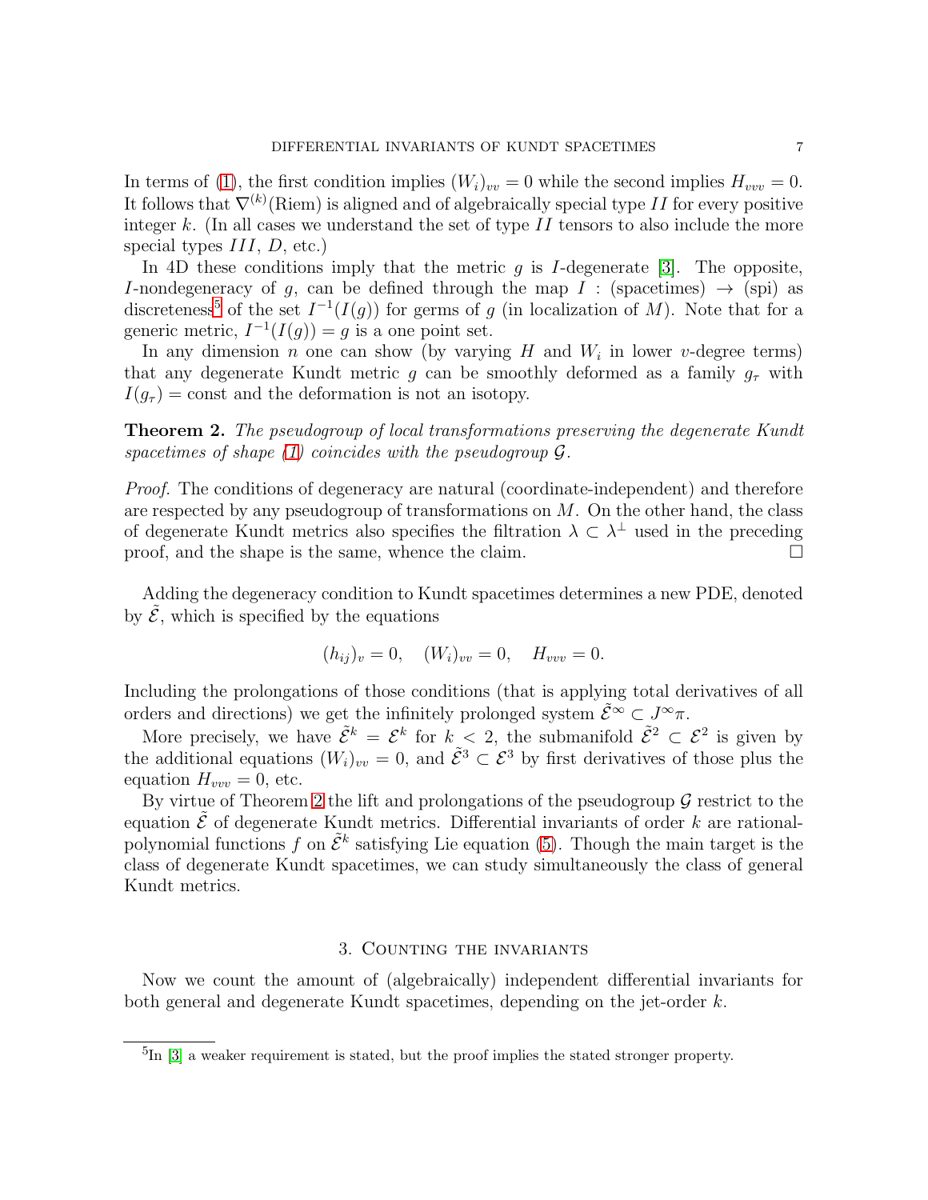In terms of (1), the first condition implies $(W_i)_{vv} = 0$ while the second implies $H_{vvv} = 0$. It follows that $\nabla^{(k)}(\mathrm{Riem})$ is aligned and of algebraically special type $II$ for every positive integer $k$. (In all cases we understand the set of type $II$ tensors to also include the more special types $III$, $D$, etc.)

In 4D these conditions imply that the metric $g$ is $I$-degenerate [3]. The opposite, $I$-nondegeneracy of $g$, can be defined through the map $I$ : (spacetimes) $\to$ (spi) as discreteness[5] of the set $I^{-1}(I(g))$ for germs of $g$ (in localization of $M$). Note that for a generic metric, $I^{-1}(I(g)) = g$ is a one point set.

In any dimension $n$ one can show (by varying $H$ and $W_i$ in lower $v$-degree terms) that any degenerate Kundt metric $g$ can be smoothly deformed as a family $g_\tau$ with $I(g_\tau) = \mathrm{const}$ and the deformation is not an isotopy.

**Theorem 2.** *The pseudogroup of local transformations preserving the degenerate Kundt spacetimes of shape (1) coincides with the pseudogroup $\mathcal{G}$.*

*Proof.* The conditions of degeneracy are natural (coordinate-independent) and therefore are respected by any pseudogroup of transformations on $M$. On the other hand, the class of degenerate Kundt metrics also specifies the filtration $\lambda \subset \lambda^\perp$ used in the preceding proof, and the shape is the same, whence the claim. $\square$

Adding the degeneracy condition to Kundt spacetimes determines a new PDE, denoted by $\tilde{\mathcal{E}}$, which is specified by the equations

$$(h_{ij})_v = 0, \quad (W_i)_{vv} = 0, \quad H_{vvv} = 0.$$

Including the prolongations of those conditions (that is applying total derivatives of all orders and directions) we get the infinitely prolonged system $\tilde{\mathcal{E}}^\infty \subset J^\infty \pi$.

More precisely, we have $\tilde{\mathcal{E}}^k = \mathcal{E}^k$ for $k < 2$, the submanifold $\tilde{\mathcal{E}}^2 \subset \mathcal{E}^2$ is given by the additional equations $(W_i)_{vv} = 0$, and $\tilde{\mathcal{E}}^3 \subset \mathcal{E}^3$ by first derivatives of those plus the equation $H_{vvv} = 0$, etc.

By virtue of Theorem 2 the lift and prolongations of the pseudogroup $\mathcal{G}$ restrict to the equation $\tilde{\mathcal{E}}$ of degenerate Kundt metrics. Differential invariants of order $k$ are rational-polynomial functions $f$ on $\tilde{\mathcal{E}}^k$ satisfying Lie equation (5). Though the main target is the class of degenerate Kundt spacetimes, we can study simultaneously the class of general Kundt metrics.

## 3. Counting the invariants

Now we count the amount of (algebraically) independent differential invariants for both general and degenerate Kundt spacetimes, depending on the jet-order $k$.

[5] In [3] a weaker requirement is stated, but the proof implies the stated stronger property.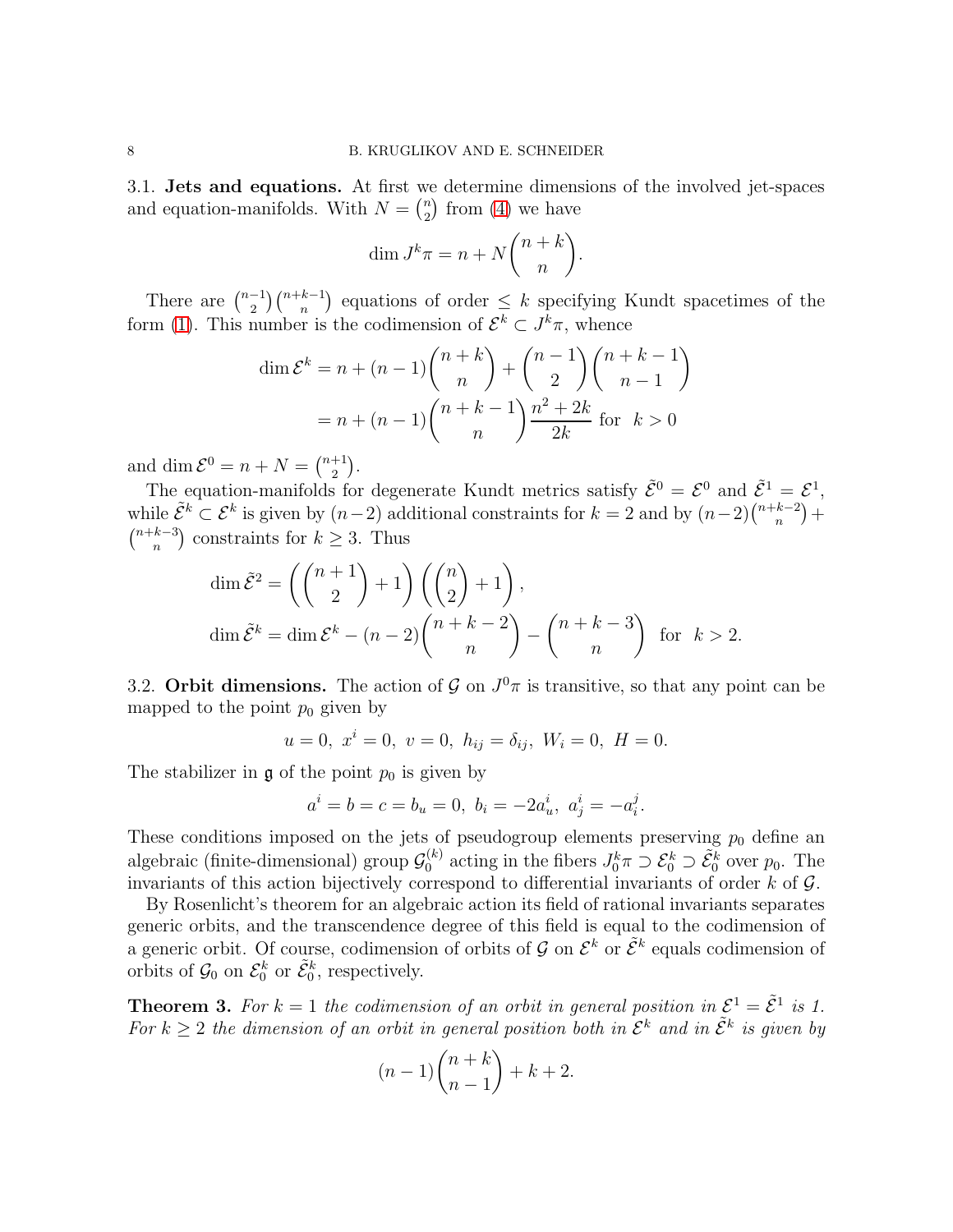3.1. **Jets and equations.** At first we determine dimensions of the involved jet-spaces and equation-manifolds. With $N = \binom{n}{2}$ from (4) we have

$$\dim J^k\pi = n + N\binom{n+k}{n}.$$

There are $\binom{n-1}{2}\binom{n+k-1}{n}$ equations of order $\leq k$ specifying Kundt spacetimes of the form (1). This number is the codimension of $\mathcal{E}^k \subset J^k\pi$, whence

$$\begin{aligned}
\dim \mathcal{E}^k &= n + (n-1)\binom{n+k}{n} + \binom{n-1}{2}\binom{n+k-1}{n-1} \\
&= n + (n-1)\binom{n+k-1}{n}\frac{n^2+2k}{2k} \text{ for } \ k > 0
\end{aligned}$$

and $\dim \mathcal{E}^0 = n + N = \binom{n+1}{2}$.

The equation-manifolds for degenerate Kundt metrics satisfy $\tilde{\mathcal{E}}^0 = \mathcal{E}^0$ and $\tilde{\mathcal{E}}^1 = \mathcal{E}^1$, while $\tilde{\mathcal{E}}^k \subset \mathcal{E}^k$ is given by $(n-2)$ additional constraints for $k = 2$ and by $(n-2)\binom{n+k-2}{n} + \binom{n+k-3}{n}$ constraints for $k \geq 3$. Thus

$$\begin{aligned}
&\dim \tilde{\mathcal{E}}^2 = \left(\binom{n+1}{2} + 1\right)\left(\binom{n}{2} + 1\right), \\
&\dim \tilde{\mathcal{E}}^k = \dim \mathcal{E}^k - (n-2)\binom{n+k-2}{n} - \binom{n+k-3}{n} \ \text{ for } \ k > 2.
\end{aligned}$$

3.2. **Orbit dimensions.** The action of $\mathcal{G}$ on $J^0\pi$ is transitive, so that any point can be mapped to the point $p_0$ given by

$$u = 0, \ x^i = 0, \ v = 0, \ h_{ij} = \delta_{ij}, \ W_i = 0, \ H = 0.$$

The stabilizer in $\mathfrak{g}$ of the point $p_0$ is given by

$$a^i = b = c = b_u = 0, \ b_i = -2a^i_u, \ a^i_j = -a^j_i.$$

These conditions imposed on the jets of pseudogroup elements preserving $p_0$ define an algebraic (finite-dimensional) group $\mathcal{G}_0^{(k)}$ acting in the fibers $J^k_0\pi \supset \mathcal{E}^k_0 \supset \tilde{\mathcal{E}}^k_0$ over $p_0$. The invariants of this action bijectively correspond to differential invariants of order $k$ of $\mathcal{G}$.

By Rosenlicht's theorem for an algebraic action its field of rational invariants separates generic orbits, and the transcendence degree of this field is equal to the codimension of a generic orbit. Of course, codimension of orbits of $\mathcal{G}$ on $\mathcal{E}^k$ or $\tilde{\mathcal{E}}^k$ equals codimension of orbits of $\mathcal{G}_0$ on $\mathcal{E}^k_0$ or $\tilde{\mathcal{E}}^k_0$, respectively.

**Theorem 3.** *For $k = 1$ the codimension of an orbit in general position in $\mathcal{E}^1 = \tilde{\mathcal{E}}^1$ is 1. For $k \geq 2$ the dimension of an orbit in general position both in $\mathcal{E}^k$ and in $\tilde{\mathcal{E}}^k$ is given by*

$$(n-1)\binom{n+k}{n-1} + k + 2.$$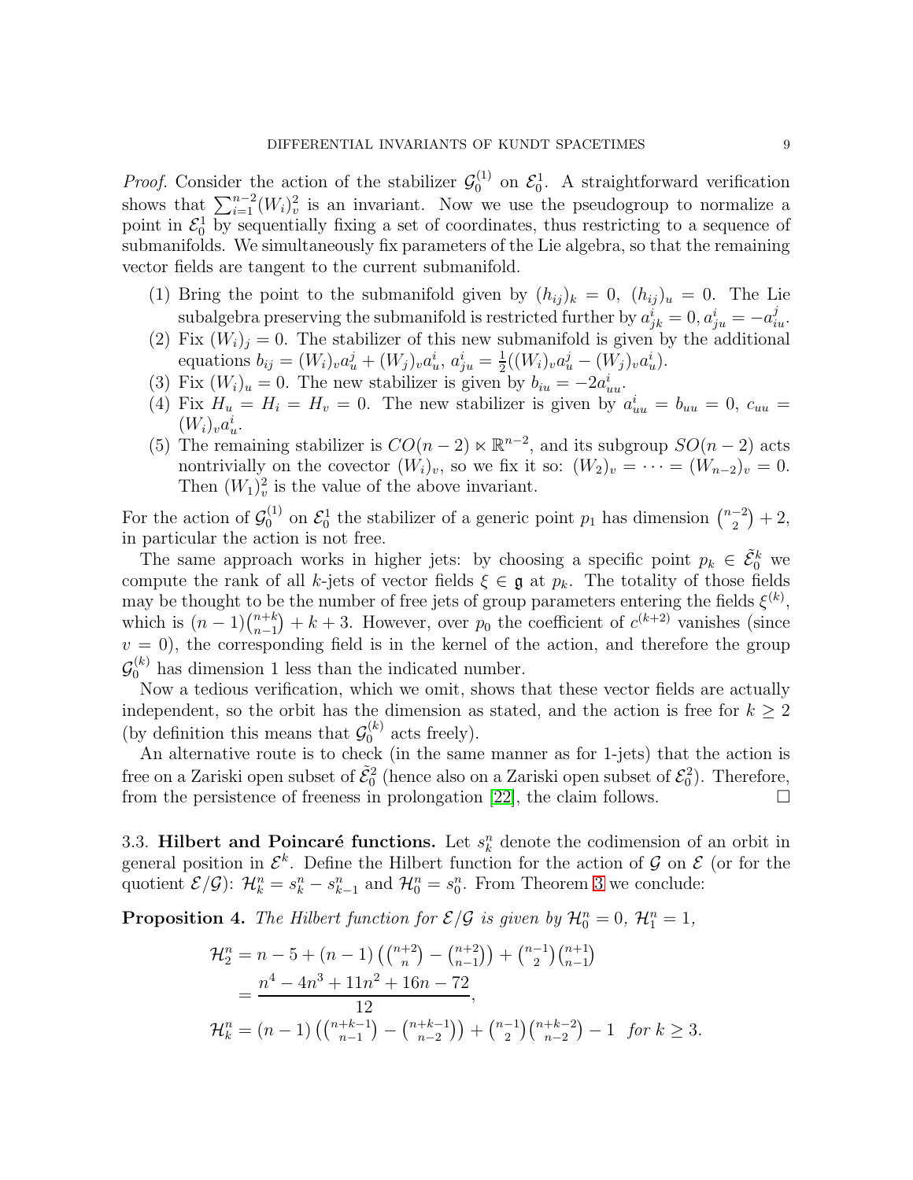*Proof.* Consider the action of the stabilizer $\mathcal{G}_0^{(1)}$ on $\mathcal{E}_0^1$. A straightforward verification shows that $\sum_{i=1}^{n-2}(W_i)_v^2$ is an invariant. Now we use the pseudogroup to normalize a point in $\mathcal{E}_0^1$ by sequentially fixing a set of coordinates, thus restricting to a sequence of submanifolds. We simultaneously fix parameters of the Lie algebra, so that the remaining vector fields are tangent to the current submanifold.

1. Bring the point to the submanifold given by $(h_{ij})_k = 0$, $(h_{ij})_u = 0$. The Lie subalgebra preserving the submanifold is restricted further by $a^i_{jk} = 0, a^i_{ju} = -a^j_{iu}$.
2. Fix $(W_i)_j = 0$. The stabilizer of this new submanifold is given by the additional equations $b_{ij} = (W_i)_v a^j_u + (W_j)_v a^i_u$, $a^i_{ju} = \frac{1}{2}((W_i)_v a^j_u - (W_j)_v a^i_u)$.
3. Fix $(W_i)_u = 0$. The new stabilizer is given by $b_{iu} = -2a^i_{uu}$.
4. Fix $H_u = H_i = H_v = 0$. The new stabilizer is given by $a^i_{uu} = b_{uu} = 0$, $c_{uu} = (W_i)_v a^i_u$.
5. The remaining stabilizer is $CO(n-2) \ltimes \mathbb{R}^{n-2}$, and its subgroup $SO(n-2)$ acts nontrivially on the covector $(W_i)_v$, so we fix it so: $(W_2)_v = \cdots = (W_{n-2})_v = 0$. Then $(W_1)_v^2$ is the value of the above invariant.

For the action of $\mathcal{G}_0^{(1)}$ on $\mathcal{E}_0^1$ the stabilizer of a generic point $p_1$ has dimension $\binom{n-2}{2} + 2$, in particular the action is not free.

The same approach works in higher jets: by choosing a specific point $p_k \in \tilde{\mathcal{E}}_0^k$ we compute the rank of all $k$-jets of vector fields $\xi \in \mathfrak{g}$ at $p_k$. The totality of those fields may be thought to be the number of free jets of group parameters entering the fields $\xi^{(k)}$, which is $(n-1)\binom{n+k}{n-1} + k + 3$. However, over $p_0$ the coefficient of $c^{(k+2)}$ vanishes (since $v = 0$), the corresponding field is in the kernel of the action, and therefore the group $\mathcal{G}_0^{(k)}$ has dimension 1 less than the indicated number.

Now a tedious verification, which we omit, shows that these vector fields are actually independent, so the orbit has the dimension as stated, and the action is free for $k \geq 2$ (by definition this means that $\mathcal{G}_0^{(k)}$ acts freely).

An alternative route is to check (in the same manner as for 1-jets) that the action is free on a Zariski open subset of $\tilde{\mathcal{E}}_0^2$ (hence also on a Zariski open subset of $\mathcal{E}_0^2$). Therefore, from the persistence of freeness in prolongation [22], the claim follows. $\square$

### 3.3. Hilbert and Poincaré functions.

Let $s_k^n$ denote the codimension of an orbit in general position in $\mathcal{E}^k$. Define the Hilbert function for the action of $\mathcal{G}$ on $\mathcal{E}$ (or for the quotient $\mathcal{E}/\mathcal{G}$): $\mathcal{H}_k^n = s_k^n - s_{k-1}^n$ and $\mathcal{H}_0^n = s_0^n$. From Theorem 3 we conclude:

**Proposition 4.** *The Hilbert function for $\mathcal{E}/\mathcal{G}$ is given by $\mathcal{H}_0^n = 0$, $\mathcal{H}_1^n = 1$,*

$$
\begin{aligned}
\mathcal{H}_2^n &= n - 5 + (n-1)\left(\tbinom{n+2}{n} - \tbinom{n+2}{n-1}\right) + \tbinom{n-1}{2}\tbinom{n+1}{n-1} \\
&= \frac{n^4 - 4n^3 + 11n^2 + 16n - 72}{12}, \\
\mathcal{H}_k^n &= (n-1)\left(\tbinom{n+k-1}{n-1} - \tbinom{n+k-1}{n-2}\right) + \tbinom{n-1}{2}\tbinom{n+k-2}{n-2} - 1 \quad \textit{for } k \geq 3.
\end{aligned}
$$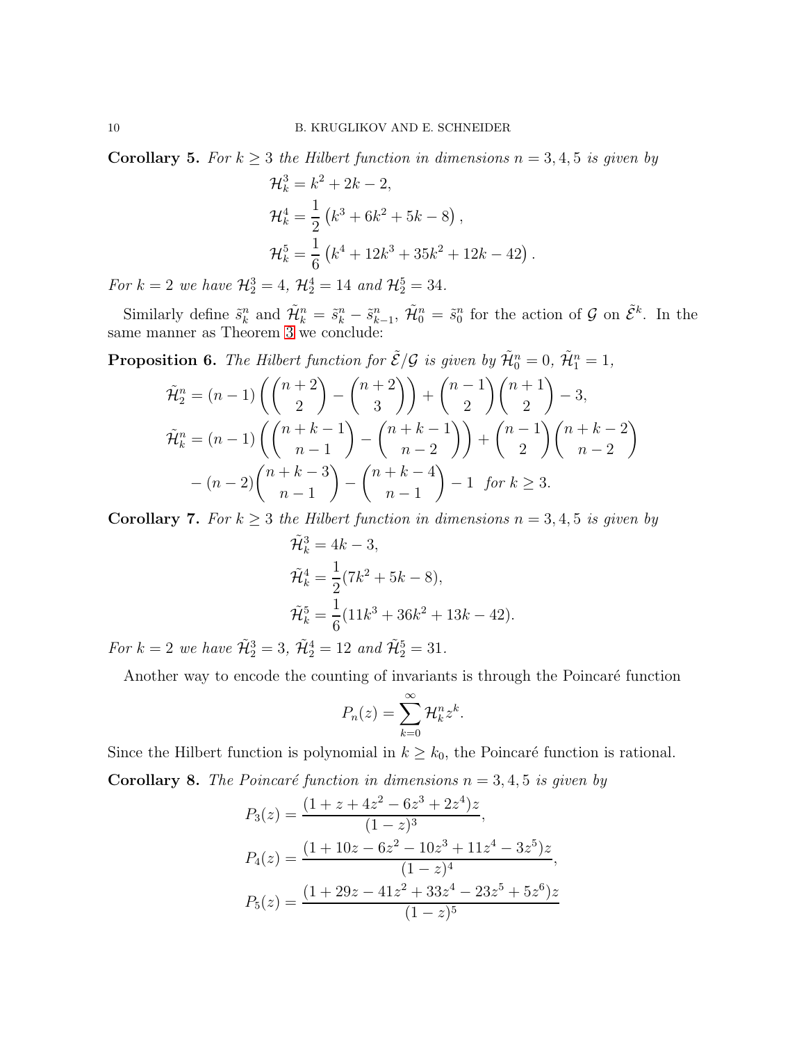**Corollary 5.** *For $k \geq 3$ the Hilbert function in dimensions $n = 3, 4, 5$ is given by*

$$\mathcal{H}_k^3 = k^2 + 2k - 2,$$
$$\mathcal{H}_k^4 = \frac{1}{2}\left(k^3 + 6k^2 + 5k - 8\right),$$
$$\mathcal{H}_k^5 = \frac{1}{6}\left(k^4 + 12k^3 + 35k^2 + 12k - 42\right).$$

*For $k = 2$ we have $\mathcal{H}_2^3 = 4$, $\mathcal{H}_2^4 = 14$ and $\mathcal{H}_2^5 = 34$.*

Similarly define $\tilde{s}_k^n$ and $\tilde{\mathcal{H}}_k^n = \tilde{s}_k^n - \tilde{s}_{k-1}^n$, $\tilde{\mathcal{H}}_0^n = \tilde{s}_0^n$ for the action of $\mathcal{G}$ on $\tilde{\mathcal{E}}^k$. In the same manner as Theorem 3 we conclude:

**Proposition 6.** *The Hilbert function for $\tilde{\mathcal{E}}/\mathcal{G}$ is given by $\tilde{\mathcal{H}}_0^n = 0$, $\tilde{\mathcal{H}}_1^n = 1$,*

$$\tilde{\mathcal{H}}_2^n = (n-1)\left(\binom{n+2}{2} - \binom{n+2}{3}\right) + \binom{n-1}{2}\binom{n+1}{2} - 3,$$
$$\tilde{\mathcal{H}}_k^n = (n-1)\left(\binom{n+k-1}{n-1} - \binom{n+k-1}{n-2}\right) + \binom{n-1}{2}\binom{n+k-2}{n-2}$$
$$- (n-2)\binom{n+k-3}{n-1} - \binom{n+k-4}{n-1} - 1 \quad \textit{for } k \geq 3.$$

**Corollary 7.** *For $k \geq 3$ the Hilbert function in dimensions $n = 3, 4, 5$ is given by*

$$\tilde{\mathcal{H}}_k^3 = 4k - 3,$$
$$\tilde{\mathcal{H}}_k^4 = \frac{1}{2}(7k^2 + 5k - 8),$$
$$\tilde{\mathcal{H}}_k^5 = \frac{1}{6}(11k^3 + 36k^2 + 13k - 42).$$

*For $k = 2$ we have $\tilde{\mathcal{H}}_2^3 = 3$, $\tilde{\mathcal{H}}_2^4 = 12$ and $\tilde{\mathcal{H}}_2^5 = 31$.*

Another way to encode the counting of invariants is through the Poincaré function

$$P_n(z) = \sum_{k=0}^{\infty} \mathcal{H}_k^n z^k.$$

Since the Hilbert function is polynomial in $k \geq k_0$, the Poincaré function is rational.

**Corollary 8.** *The Poincaré function in dimensions $n = 3, 4, 5$ is given by*

$$P_3(z) = \frac{(1 + z + 4z^2 - 6z^3 + 2z^4)z}{(1-z)^3},$$
$$P_4(z) = \frac{(1 + 10z - 6z^2 - 10z^3 + 11z^4 - 3z^5)z}{(1-z)^4},$$
$$P_5(z) = \frac{(1 + 29z - 41z^2 + 33z^4 - 23z^5 + 5z^6)z}{(1-z)^5}$$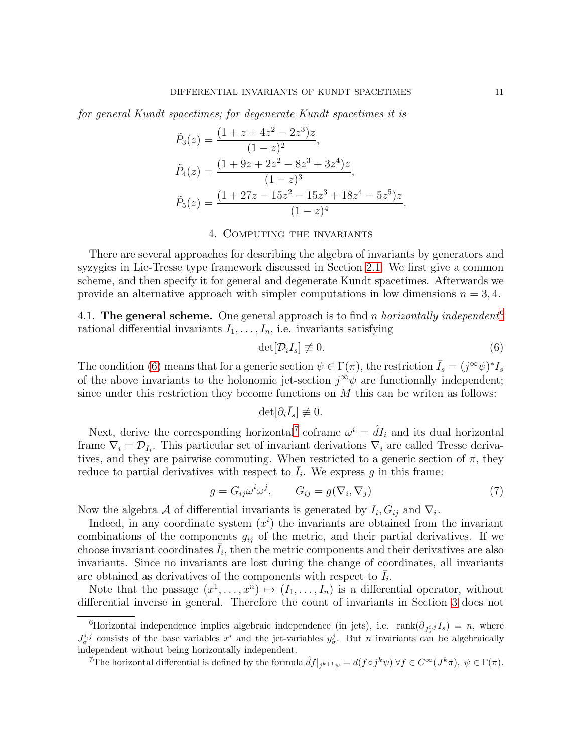*for general Kundt spacetimes; for degenerate Kundt spacetimes it is*

$$\tilde{P}_3(z) = \frac{(1 + z + 4z^2 - 2z^3)z}{(1-z)^2},$$
$$\tilde{P}_4(z) = \frac{(1 + 9z + 2z^2 - 8z^3 + 3z^4)z}{(1-z)^3},$$
$$\tilde{P}_5(z) = \frac{(1 + 27z - 15z^2 - 15z^3 + 18z^4 - 5z^5)z}{(1-z)^4}.$$

## 4. Computing the invariants

There are several approaches for describing the algebra of invariants by generators and syzygies in Lie-Tresse type framework discussed in Section 2.1. We first give a common scheme, and then specify it for general and degenerate Kundt spacetimes. Afterwards we provide an alternative approach with simpler computations in low dimensions $n = 3, 4$.

4.1. **The general scheme.** One general approach is to find $n$ *horizontally independent*[6] rational differential invariants $I_1, \dots, I_n$, i.e. invariants satisfying

$$\det[\mathcal{D}_i I_s] \not\equiv 0. \tag{6}$$

The condition (6) means that for a generic section $\psi \in \Gamma(\pi)$, the restriction $\bar{I}_s = (j^\infty \psi)^* I_s$ of the above invariants to the holonomic jet-section $j^\infty \psi$ are functionally independent; since under this restriction they become functions on $M$ this can be writen as follows:

$$\det[\partial_i \bar{I}_s] \not\equiv 0.$$

Next, derive the corresponding horizontal[7] coframe $\omega^i = \hat{d} I_i$ and its dual horizontal frame $\nabla_i = \mathcal{D}_{I_i}$. This particular set of invariant derivations $\nabla_i$ are called Tresse derivatives, and they are pairwise commuting. When restricted to a generic section of $\pi$, they reduce to partial derivatives with respect to $\bar{I}_i$. We express $g$ in this frame:

$$g = G_{ij}\omega^i \omega^j, \qquad G_{ij} = g(\nabla_i, \nabla_j) \tag{7}$$

Now the algebra $\mathcal{A}$ of differential invariants is generated by $I_i, G_{ij}$ and $\nabla_i$.

Indeed, in any coordinate system $(x^i)$ the invariants are obtained from the invariant combinations of the components $g_{ij}$ of the metric, and their partial derivatives. If we choose invariant coordinates $\bar{I}_i$, then the metric components and their derivatives are also invariants. Since no invariants are lost during the change of coordinates, all invariants are obtained as derivatives of the components with respect to $\bar{I}_i$.

Note that the passage $(x^1, \dots, x^n) \mapsto (I_1, \dots, I_n)$ is a differential operator, without differential inverse in general. Therefore the count of invariants in Section 3 does not

[6] Horizontal independence implies algebraic independence (in jets), i.e. $\operatorname{rank}(\partial_{J^{i,j}_\sigma} I_s) = n$, where $J^{i,j}_\sigma$ consists of the base variables $x^i$ and the jet-variables $y^j_\sigma$. But $n$ invariants can be algebraically independent without being horizontally independent.

[7] The horizontal differential is defined by the formula $\hat{d}f|_{j^{k+1}\psi} = d(f \circ j^k \psi)\ \forall f \in C^\infty(J^k\pi),\ \psi \in \Gamma(\pi)$.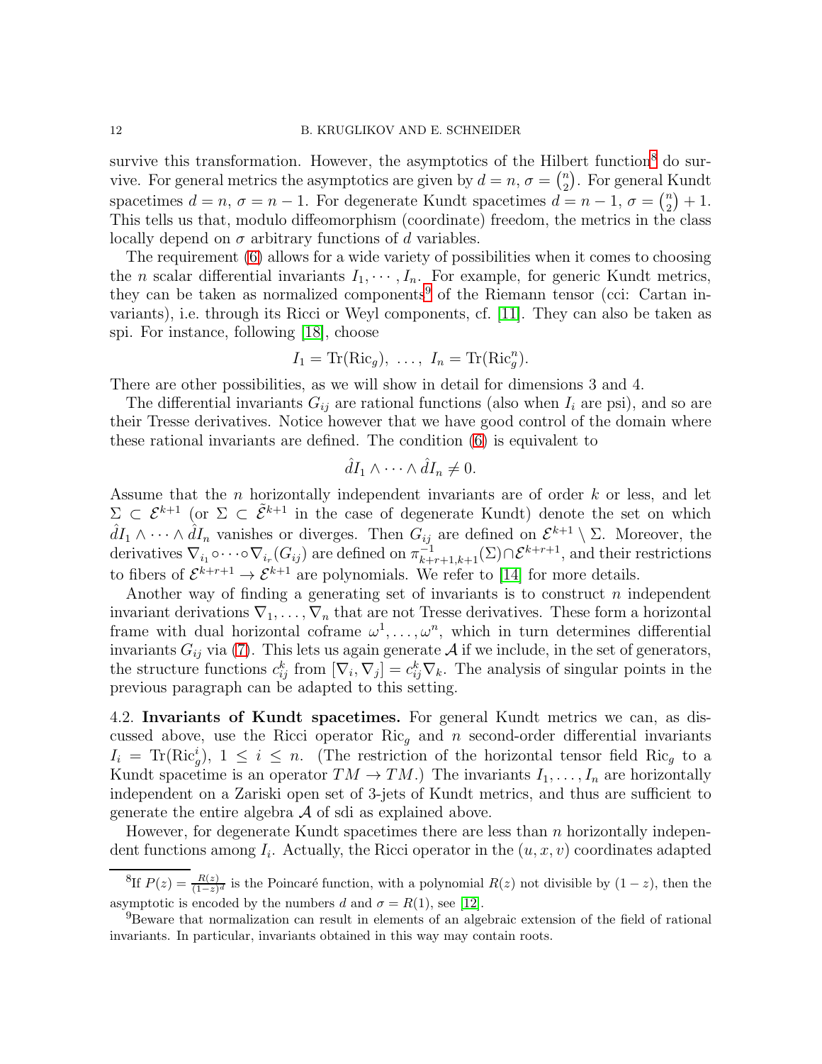survive this transformation. However, the asymptotics of the Hilbert function[8] do survive. For general metrics the asymptotics are given by $d = n$, $\sigma = \binom{n}{2}$. For general Kundt spacetimes $d = n$, $\sigma = n - 1$. For degenerate Kundt spacetimes $d = n - 1$, $\sigma = \binom{n}{2} + 1$. This tells us that, modulo diffeomorphism (coordinate) freedom, the metrics in the class locally depend on $\sigma$ arbitrary functions of $d$ variables.

The requirement (6) allows for a wide variety of possibilities when it comes to choosing the $n$ scalar differential invariants $I_1, \cdots, I_n$. For example, for generic Kundt metrics, they can be taken as normalized components[9] of the Riemann tensor (cci: Cartan invariants), i.e. through its Ricci or Weyl components, cf. [11]. They can also be taken as spi. For instance, following [18], choose

$$I_1 = \mathrm{Tr}(\mathrm{Ric}_g),\ \ldots,\ I_n = \mathrm{Tr}(\mathrm{Ric}_g^n).$$

There are other possibilities, as we will show in detail for dimensions 3 and 4.

The differential invariants $G_{ij}$ are rational functions (also when $I_i$ are psi), and so are their Tresse derivatives. Notice however that we have good control of the domain where these rational invariants are defined. The condition (6) is equivalent to

$$\hat{d}I_1 \wedge \cdots \wedge \hat{d}I_n \neq 0.$$

Assume that the $n$ horizontally independent invariants are of order $k$ or less, and let $\Sigma \subset \mathcal{E}^{k+1}$ (or $\Sigma \subset \tilde{\mathcal{E}}^{k+1}$ in the case of degenerate Kundt) denote the set on which $\hat{d}I_1 \wedge \cdots \wedge \hat{d}I_n$ vanishes or diverges. Then $G_{ij}$ are defined on $\mathcal{E}^{k+1} \setminus \Sigma$. Moreover, the derivatives $\nabla_{i_1} \circ \cdots \circ \nabla_{i_r}(G_{ij})$ are defined on $\pi^{-1}_{k+r+1,k+1}(\Sigma) \cap \mathcal{E}^{k+r+1}$, and their restrictions to fibers of $\mathcal{E}^{k+r+1} \to \mathcal{E}^{k+1}$ are polynomials. We refer to [14] for more details.

Another way of finding a generating set of invariants is to construct $n$ independent invariant derivations $\nabla_1, \ldots, \nabla_n$ that are not Tresse derivatives. These form a horizontal frame with dual horizontal coframe $\omega^1, \ldots, \omega^n$, which in turn determines differential invariants $G_{ij}$ via (7). This lets us again generate $\mathcal{A}$ if we include, in the set of generators, the structure functions $c^k_{ij}$ from $[\nabla_i, \nabla_j] = c^k_{ij}\nabla_k$. The analysis of singular points in the previous paragraph can be adapted to this setting.

## 4.2. Invariants of Kundt spacetimes.

For general Kundt metrics we can, as discussed above, use the Ricci operator $\mathrm{Ric}_g$ and $n$ second-order differential invariants $I_i = \mathrm{Tr}(\mathrm{Ric}_g^i)$, $1 \leq i \leq n$. (The restriction of the horizontal tensor field $\mathrm{Ric}_g$ to a Kundt spacetime is an operator $TM \to TM$.) The invariants $I_1, \ldots, I_n$ are horizontally independent on a Zariski open set of 3-jets of Kundt metrics, and thus are sufficient to generate the entire algebra $\mathcal{A}$ of sdi as explained above.

However, for degenerate Kundt spacetimes there are less than $n$ horizontally independent functions among $I_i$. Actually, the Ricci operator in the $(u, x, v)$ coordinates adapted

[8] If $P(z) = \frac{R(z)}{(1-z)^d}$ is the Poincaré function, with a polynomial $R(z)$ not divisible by $(1 - z)$, then the asymptotic is encoded by the numbers $d$ and $\sigma = R(1)$, see [12].

[9] Beware that normalization can result in elements of an algebraic extension of the field of rational invariants. In particular, invariants obtained in this way may contain roots.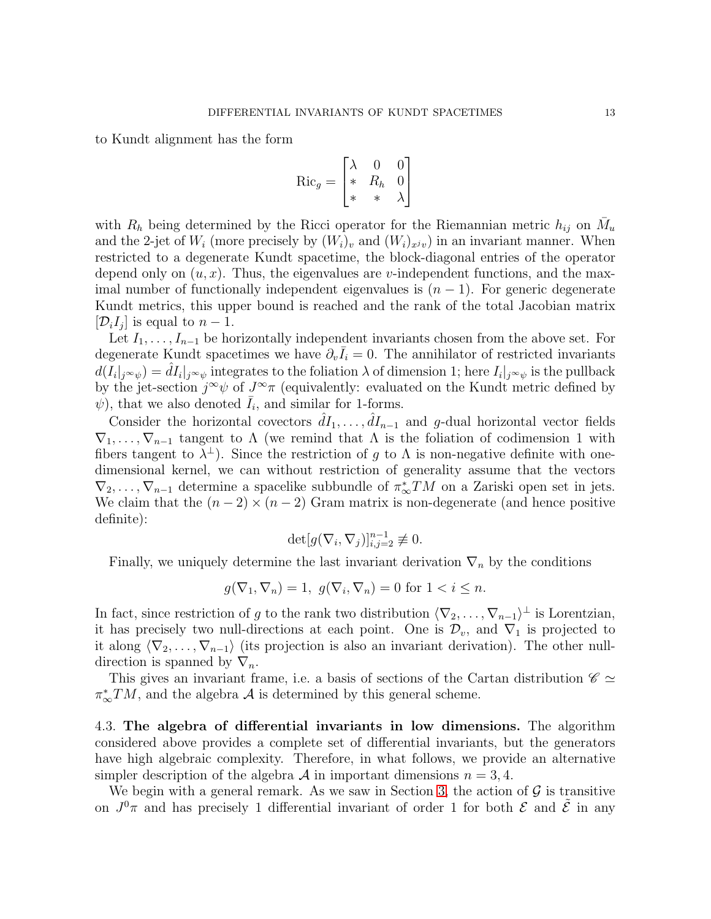to Kundt alignment has the form

$$\mathrm{Ric}_g = \begin{bmatrix} \lambda & 0 & 0 \\ * & R_h & 0 \\ * & * & \lambda \end{bmatrix}$$

with $R_h$ being determined by the Ricci operator for the Riemannian metric $h_{ij}$ on $\bar{M}_u$ and the 2-jet of $W_i$ (more precisely by $(W_i)_v$ and $(W_i)_{x^jv}$) in an invariant manner. When restricted to a degenerate Kundt spacetime, the block-diagonal entries of the operator depend only on $(u, x)$. Thus, the eigenvalues are $v$-independent functions, and the maximal number of functionally independent eigenvalues is $(n-1)$. For generic degenerate Kundt metrics, this upper bound is reached and the rank of the total Jacobian matrix $[\mathcal{D}_i I_j]$ is equal to $n-1$.

Let $I_1, \dots, I_{n-1}$ be horizontally independent invariants chosen from the above set. For degenerate Kundt spacetimes we have $\partial_v \bar{I}_i = 0$. The annihilator of restricted invariants $d(I_i|_{j^\infty\psi}) = \hat{d}I_i|_{j^\infty\psi}$ integrates to the foliation $\lambda$ of dimension 1; here $I_i|_{j^\infty\psi}$ is the pullback by the jet-section $j^\infty\psi$ of $J^\infty\pi$ (equivalently: evaluated on the Kundt metric defined by $\psi$), that we also denoted $\bar{I}_i$, and similar for 1-forms.

Consider the horizontal covectors $\hat{d}I_1, \dots, \hat{d}I_{n-1}$ and $g$-dual horizontal vector fields $\nabla_1, \dots, \nabla_{n-1}$ tangent to $\Lambda$ (we remind that $\Lambda$ is the foliation of codimension 1 with fibers tangent to $\lambda^\perp$). Since the restriction of $g$ to $\Lambda$ is non-negative definite with one-dimensional kernel, we can without restriction of generality assume that the vectors $\nabla_2, \dots, \nabla_{n-1}$ determine a spacelike subbundle of $\pi_\infty^* TM$ on a Zariski open set in jets. We claim that the $(n-2) \times (n-2)$ Gram matrix is non-degenerate (and hence positive definite):

$$\det[g(\nabla_i, \nabla_j)]_{i,j=2}^{n-1} \not\equiv 0.$$

Finally, we uniquely determine the last invariant derivation $\nabla_n$ by the conditions

$$g(\nabla_1, \nabla_n) = 1, \; g(\nabla_i, \nabla_n) = 0 \text{ for } 1 < i \leq n.$$

In fact, since restriction of $g$ to the rank two distribution $\langle \nabla_2, \dots, \nabla_{n-1} \rangle^\perp$ is Lorentzian, it has precisely two null-directions at each point. One is $\mathcal{D}_v$, and $\nabla_1$ is projected to it along $\langle \nabla_2, \dots, \nabla_{n-1} \rangle$ (its projection is also an invariant derivation). The other null-direction is spanned by $\nabla_n$.

This gives an invariant frame, i.e. a basis of sections of the Cartan distribution $\mathscr{C} \simeq \pi_\infty^* TM$, and the algebra $\mathcal{A}$ is determined by this general scheme.

**4.3. The algebra of differential invariants in low dimensions.** The algorithm considered above provides a complete set of differential invariants, but the generators have high algebraic complexity. Therefore, in what follows, we provide an alternative simpler description of the algebra $\mathcal{A}$ in important dimensions $n = 3, 4$.

We begin with a general remark. As we saw in Section 3, the action of $\mathcal{G}$ is transitive on $J^0\pi$ and has precisely 1 differential invariant of order 1 for both $\mathcal{E}$ and $\tilde{\mathcal{E}}$ in any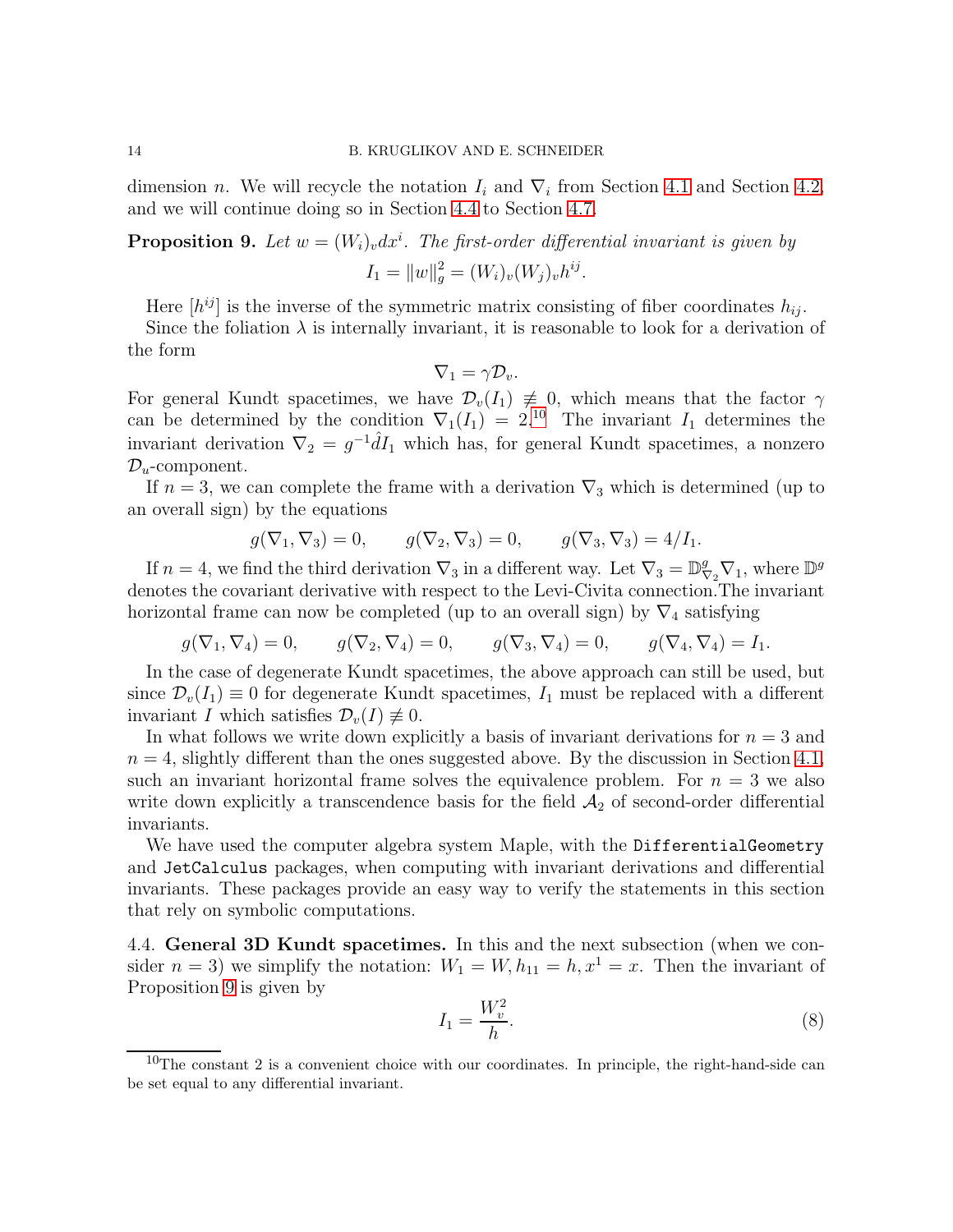dimension $n$. We will recycle the notation $I_i$ and $\nabla_i$ from Section 4.1 and Section 4.2, and we will continue doing so in Section 4.4 to Section 4.7.

**Proposition 9.** *Let $w = (W_i)_v dx^i$. The first-order differential invariant is given by*

$$I_1 = \|w\|_g^2 = (W_i)_v (W_j)_v h^{ij}.$$

Here $[h^{ij}]$ is the inverse of the symmetric matrix consisting of fiber coordinates $h_{ij}$.

Since the foliation $\lambda$ is internally invariant, it is reasonable to look for a derivation of the form

$$\nabla_1 = \gamma \mathcal{D}_v.$$

For general Kundt spacetimes, we have $\mathcal{D}_v(I_1) \not\equiv 0$, which means that the factor $\gamma$ can be determined by the condition $\nabla_1(I_1) = 2$.[10] The invariant $I_1$ determines the invariant derivation $\nabla_2 = g^{-1}\hat{d}I_1$ which has, for general Kundt spacetimes, a nonzero $\mathcal{D}_u$-component.

If $n = 3$, we can complete the frame with a derivation $\nabla_3$ which is determined (up to an overall sign) by the equations

$$g(\nabla_1, \nabla_3) = 0, \qquad g(\nabla_2, \nabla_3) = 0, \qquad g(\nabla_3, \nabla_3) = 4/I_1.$$

If $n = 4$, we find the third derivation $\nabla_3$ in a different way. Let $\nabla_3 = \mathbb{D}^g_{\nabla_2}\nabla_1$, where $\mathbb{D}^g$ denotes the covariant derivative with respect to the Levi-Civita connection.The invariant horizontal frame can now be completed (up to an overall sign) by $\nabla_4$ satisfying

$$g(\nabla_1, \nabla_4) = 0, \qquad g(\nabla_2, \nabla_4) = 0, \qquad g(\nabla_3, \nabla_4) = 0, \qquad g(\nabla_4, \nabla_4) = I_1.$$

In the case of degenerate Kundt spacetimes, the above approach can still be used, but since $\mathcal{D}_v(I_1) \equiv 0$ for degenerate Kundt spacetimes, $I_1$ must be replaced with a different invariant $I$ which satisfies $\mathcal{D}_v(I) \not\equiv 0$.

In what follows we write down explicitly a basis of invariant derivations for $n = 3$ and $n = 4$, slightly different than the ones suggested above. By the discussion in Section 4.1, such an invariant horizontal frame solves the equivalence problem. For $n = 3$ we also write down explicitly a transcendence basis for the field $\mathcal{A}_2$ of second-order differential invariants.

We have used the computer algebra system Maple, with the `DifferentialGeometry` and `JetCalculus` packages, when computing with invariant derivations and differential invariants. These packages provide an easy way to verify the statements in this section that rely on symbolic computations.

4.4. **General 3D Kundt spacetimes.** In this and the next subsection (when we consider $n = 3$) we simplify the notation: $W_1 = W, h_{11} = h, x^1 = x$. Then the invariant of Proposition 9 is given by

$$I_1 = \frac{W_v^2}{h}. \tag{8}$$

[10] The constant 2 is a convenient choice with our coordinates. In principle, the right-hand-side can be set equal to any differential invariant.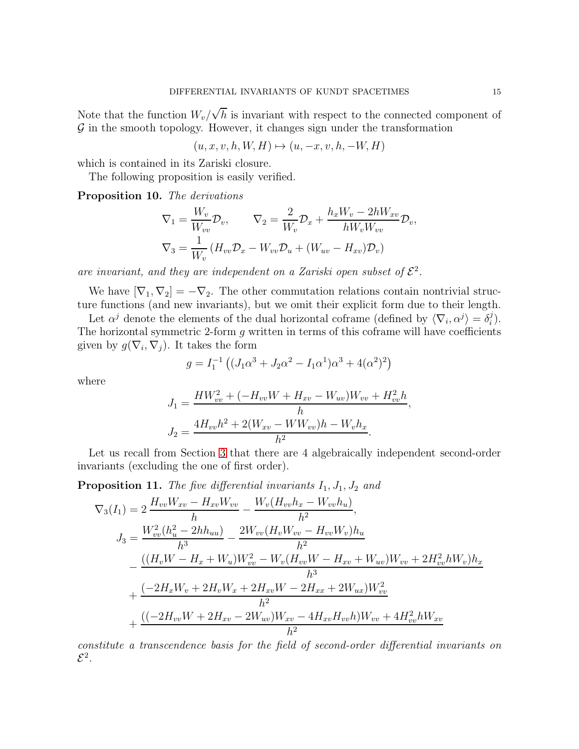Note that the function $W_v/\sqrt{h}$ is invariant with respect to the connected component of $\mathcal{G}$ in the smooth topology. However, it changes sign under the transformation

$$(u, x, v, h, W, H) \mapsto (u, -x, v, h, -W, H)$$

which is contained in its Zariski closure.

The following proposition is easily verified.

**Proposition 10.** *The derivations*

$$\nabla_1 = \frac{W_v}{W_{vv}}\mathcal{D}_v, \qquad \nabla_2 = \frac{2}{W_v}\mathcal{D}_x + \frac{h_x W_v - 2hW_{xv}}{hW_vW_{vv}}\mathcal{D}_v,$$
$$\nabla_3 = \frac{1}{W_v}\left(H_{vv}\mathcal{D}_x - W_{vv}\mathcal{D}_u + (W_{uv} - H_{xv})\mathcal{D}_v\right)$$

*are invariant, and they are independent on a Zariski open subset of $\mathcal{E}^2$.*

We have $[\nabla_1, \nabla_2] = -\nabla_2$. The other commutation relations contain nontrivial structure functions (and new invariants), but we omit their explicit form due to their length.

Let $\alpha^j$ denote the elements of the dual horizontal coframe (defined by $\langle \nabla_i, \alpha^j \rangle = \delta_i^j$). The horizontal symmetric 2-form $g$ written in terms of this coframe will have coefficients given by $g(\nabla_i, \nabla_j)$. It takes the form

$$g = I_1^{-1}\left((J_1\alpha^3 + J_2\alpha^2 - I_1\alpha^1)\alpha^3 + 4(\alpha^2)^2\right)$$

where

$$J_1 = \frac{HW_{vv}^2 + (-H_{vv}W + H_{xv} - W_{uv})W_{vv} + H_{vv}^2 h}{h},$$
$$J_2 = \frac{4H_{vv}h^2 + 2(W_{xv} - WW_{vv})h - W_v h_x}{h^2}.$$

Let us recall from Section 3 that there are 4 algebraically independent second-order invariants (excluding the one of first order).

**Proposition 11.** *The five differential invariants $I_1, J_1, J_2$ and*

$$\nabla_3(I_1) = 2\,\frac{H_{vv}W_{xv} - H_{xv}W_{vv}}{h} - \frac{W_v(H_{vv}h_x - W_{vv}h_u)}{h^2},$$
$$\begin{aligned}
J_3 = &\frac{W_{vv}^2(h_u^2 - 2hh_{uu})}{h^3} - \frac{2W_{vv}(H_vW_{vv} - H_{vv}W_v)h_u}{h^2} \\
&- \frac{((H_vW - H_x + W_u)W_{vv}^2 - W_v(H_{vv}W - H_{xv} + W_{uv})W_{vv} + 2H_{vv}^2 hW_v)h_x}{h^3} \\
&+ \frac{(-2H_xW_v + 2H_vW_x + 2H_{xv}W - 2H_{xx} + 2W_{ux})W_{vv}^2}{h^2} \\
&+ \frac{((-2H_{vv}W + 2H_{xv} - 2W_{uv})W_{xv} - 4H_{xv}H_{vv}h)W_{vv} + 4H_{vv}^2 hW_{xv}}{h^2}
\end{aligned}$$

*constitute a transcendence basis for the field of second-order differential invariants on $\mathcal{E}^2$.*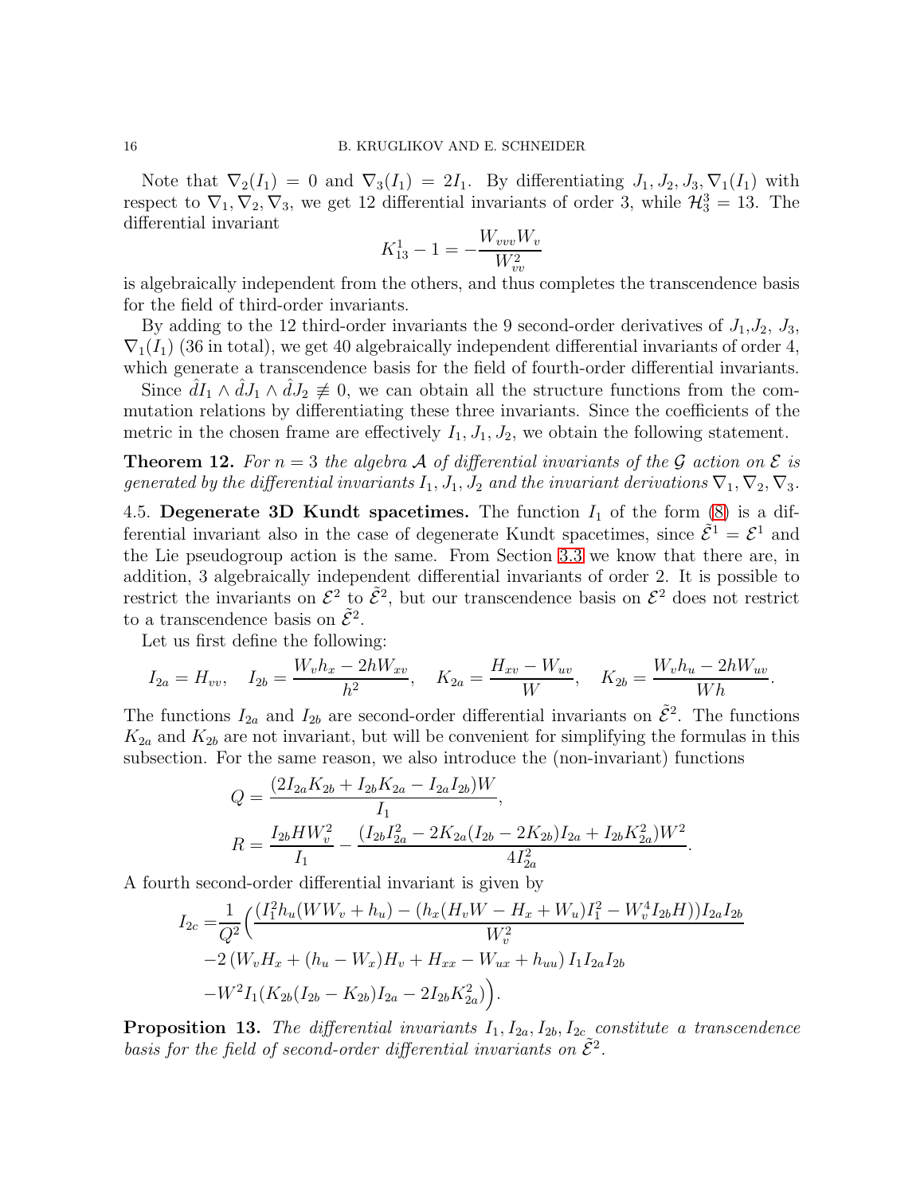Note that $\nabla_2(I_1) = 0$ and $\nabla_3(I_1) = 2I_1$. By differentiating $J_1, J_2, J_3, \nabla_1(I_1)$ with respect to $\nabla_1, \nabla_2, \nabla_3$, we get 12 differential invariants of order 3, while $\mathcal{H}_3^3 = 13$. The differential invariant

$$K_{13}^1 - 1 = -\frac{W_{vvv}W_v}{W_{vv}^2}$$

is algebraically independent from the others, and thus completes the transcendence basis for the field of third-order invariants.

By adding to the 12 third-order invariants the 9 second-order derivatives of $J_1$,$J_2$, $J_3$, $\nabla_1(I_1)$ (36 in total), we get 40 algebraically independent differential invariants of order 4, which generate a transcendence basis for the field of fourth-order differential invariants.

Since $\hat{d}I_1 \wedge \hat{d}J_1 \wedge \hat{d}J_2 \not\equiv 0$, we can obtain all the structure functions from the commutation relations by differentiating these three invariants. Since the coefficients of the metric in the chosen frame are effectively $I_1, J_1, J_2$, we obtain the following statement.

**Theorem 12.** *For $n = 3$ the algebra $\mathcal{A}$ of differential invariants of the $\mathcal{G}$ action on $\mathcal{E}$ is generated by the differential invariants $I_1, J_1, J_2$ and the invariant derivations $\nabla_1, \nabla_2, \nabla_3$.*

4.5. **Degenerate 3D Kundt spacetimes.** The function $I_1$ of the form (8) is a differential invariant also in the case of degenerate Kundt spacetimes, since $\tilde{\mathcal{E}}^1 = \mathcal{E}^1$ and the Lie pseudogroup action is the same. From Section 3.3 we know that there are, in addition, 3 algebraically independent differential invariants of order 2. It is possible to restrict the invariants on $\mathcal{E}^2$ to $\tilde{\mathcal{E}}^2$, but our transcendence basis on $\mathcal{E}^2$ does not restrict to a transcendence basis on $\tilde{\mathcal{E}}^2$.

Let us first define the following:

$$I_{2a} = H_{vv}, \quad I_{2b} = \frac{W_v h_x - 2hW_{xv}}{h^2}, \quad K_{2a} = \frac{H_{xv} - W_{uv}}{W}, \quad K_{2b} = \frac{W_v h_u - 2hW_{uv}}{Wh}.$$

The functions $I_{2a}$ and $I_{2b}$ are second-order differential invariants on $\tilde{\mathcal{E}}^2$. The functions $K_{2a}$ and $K_{2b}$ are not invariant, but will be convenient for simplifying the formulas in this subsection. For the same reason, we also introduce the (non-invariant) functions

$$\begin{aligned}
Q &= \frac{(2I_{2a}K_{2b} + I_{2b}K_{2a} - I_{2a}I_{2b})W}{I_1}, \\
R &= \frac{I_{2b}HW_v^2}{I_1} - \frac{(I_{2b}I_{2a}^2 - 2K_{2a}(I_{2b} - 2K_{2b})I_{2a} + I_{2b}K_{2a}^2)W^2}{4I_{2a}^2}.
\end{aligned}$$

A fourth second-order differential invariant is given by

$$\begin{aligned}
I_{2c} =& \frac{1}{Q^2}\Big(\frac{(I_1^2 h_u(WW_v + h_u) - (h_x(H_vW - H_x + W_u)I_1^2 - W_v^4 I_{2b}H))I_{2a}I_{2b}}{W_v^2} \\
&-2\left(W_vH_x + (h_u - W_x)H_v + H_{xx} - W_{ux} + h_{uu}\right)I_1 I_{2a} I_{2b} \\
&-W^2 I_1(K_{2b}(I_{2b} - K_{2b})I_{2a} - 2I_{2b}K_{2a}^2)\Big).
\end{aligned}$$

**Proposition 13.** *The differential invariants $I_1, I_{2a}, I_{2b}, I_{2c}$ constitute a transcendence basis for the field of second-order differential invariants on $\tilde{\mathcal{E}}^2$.*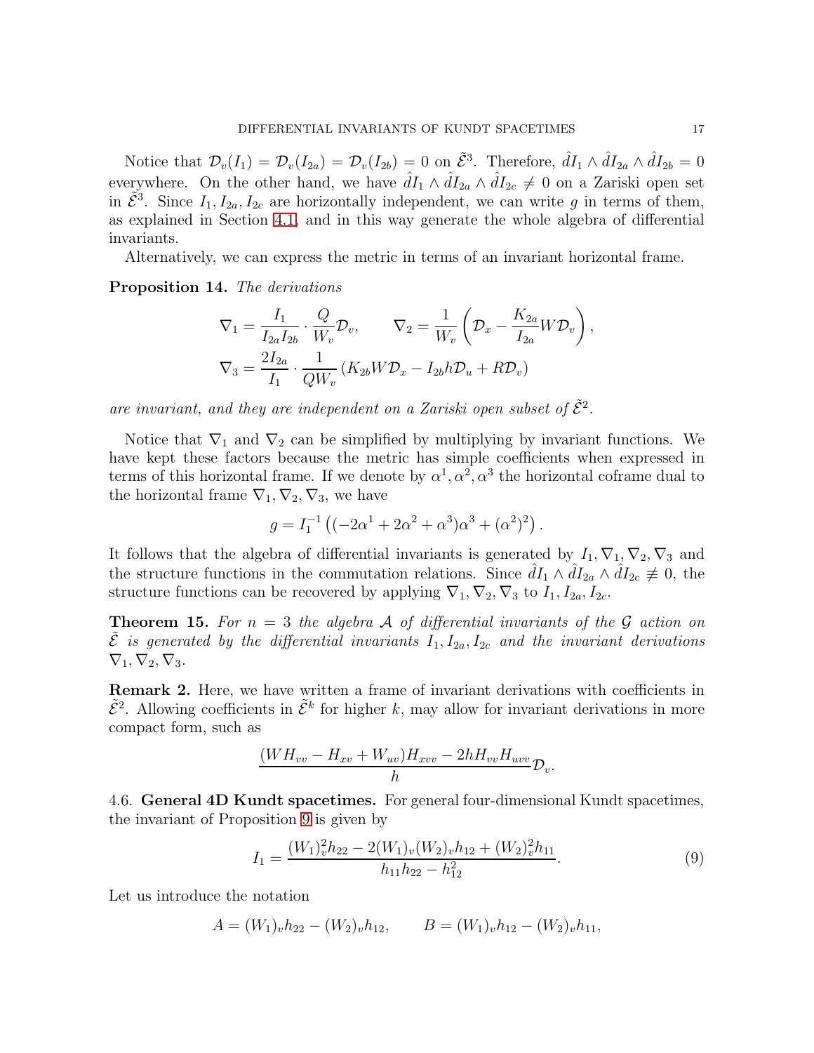Notice that $\mathcal{D}_v(I_1) = \mathcal{D}_v(I_{2a}) = \mathcal{D}_v(I_{2b}) = 0$ on $\tilde{\mathcal{E}}^3$. Therefore, $\hat{d}I_1 \wedge \hat{d}I_{2a} \wedge \hat{d}I_{2b} = 0$ everywhere. On the other hand, we have $\hat{d}I_1 \wedge \hat{d}I_{2a} \wedge \hat{d}I_{2c} \neq 0$ on a Zariski open set in $\tilde{\mathcal{E}}^3$. Since $I_1, I_{2a}, I_{2c}$ are horizontally independent, we can write $g$ in terms of them, as explained in Section 4.1, and in this way generate the whole algebra of differential invariants.

Alternatively, we can express the metric in terms of an invariant horizontal frame.

**Proposition 14.** *The derivations*

$$\nabla_1 = \frac{I_1}{I_{2a}I_{2b}} \cdot \frac{Q}{W_v}\mathcal{D}_v, \qquad \nabla_2 = \frac{1}{W_v}\left(\mathcal{D}_x - \frac{K_{2a}}{I_{2a}}W\mathcal{D}_v\right),$$
$$\nabla_3 = \frac{2I_{2a}}{I_1} \cdot \frac{1}{QW_v}\left(K_{2b}W\mathcal{D}_x - I_{2b}h\mathcal{D}_u + R\mathcal{D}_v\right)$$

*are invariant, and they are independent on a Zariski open subset of $\tilde{\mathcal{E}}^2$.*

Notice that $\nabla_1$ and $\nabla_2$ can be simplified by multiplying by invariant functions. We have kept these factors because the metric has simple coefficients when expressed in terms of this horizontal frame. If we denote by $\alpha^1, \alpha^2, \alpha^3$ the horizontal coframe dual to the horizontal frame $\nabla_1, \nabla_2, \nabla_3$, we have

$$g = I_1^{-1}\left((-2\alpha^1 + 2\alpha^2 + \alpha^3)\alpha^3 + (\alpha^2)^2\right).$$

It follows that the algebra of differential invariants is generated by $I_1, \nabla_1, \nabla_2, \nabla_3$ and the structure functions in the commutation relations. Since $\hat{d}I_1 \wedge \hat{d}I_{2a} \wedge \hat{d}I_{2c} \not\equiv 0$, the structure functions can be recovered by applying $\nabla_1, \nabla_2, \nabla_3$ to $I_1, I_{2a}, I_{2c}$.

**Theorem 15.** *For $n = 3$ the algebra $\mathcal{A}$ of differential invariants of the $\mathcal{G}$ action on $\tilde{\mathcal{E}}$ is generated by the differential invariants $I_1, I_{2a}, I_{2c}$ and the invariant derivations $\nabla_1, \nabla_2, \nabla_3$.*

**Remark 2.** Here, we have written a frame of invariant derivations with coefficients in $\tilde{\mathcal{E}}^2$. Allowing coefficients in $\tilde{\mathcal{E}}^k$ for higher $k$, may allow for invariant derivations in more compact form, such as

$$\frac{(WH_{vv} - H_{xv} + W_{uv})H_{xvv} - 2hH_{vv}H_{uvv}}{h}\mathcal{D}_v.$$

4.6. **General 4D Kundt spacetimes.** For general four-dimensional Kundt spacetimes, the invariant of Proposition 9 is given by

$$I_1 = \frac{(W_1)_v^2 h_{22} - 2(W_1)_v(W_2)_v h_{12} + (W_2)_v^2 h_{11}}{h_{11}h_{22} - h_{12}^2}. \tag{9}$$

Let us introduce the notation

$$A = (W_1)_v h_{22} - (W_2)_v h_{12}, \qquad B = (W_1)_v h_{12} - (W_2)_v h_{11},$$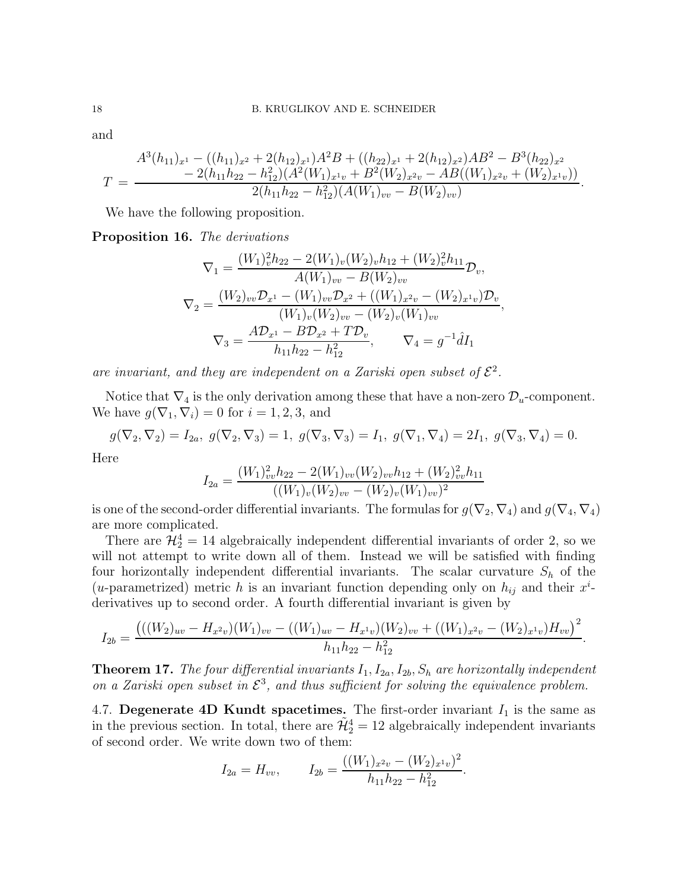and

$$
T = \frac{\begin{array}{c} A^3(h_{11})_{x^1} - ((h_{11})_{x^2} + 2(h_{12})_{x^1})A^2B + ((h_{22})_{x^1} + 2(h_{12})_{x^2})AB^2 - B^3(h_{22})_{x^2} \\ - 2(h_{11}h_{22} - h_{12}^2)(A^2(W_1)_{x^1v} + B^2(W_2)_{x^2v} - AB((W_1)_{x^2v} + (W_2)_{x^1v})) \end{array}}{2(h_{11}h_{22} - h_{12}^2)(A(W_1)_{vv} - B(W_2)_{vv})}.
$$

We have the following proposition.

**Proposition 16.** *The derivations*

$$
\nabla_1 = \frac{(W_1)_v^2 h_{22} - 2(W_1)_v(W_2)_v h_{12} + (W_2)_v^2 h_{11}}{A(W_1)_{vv} - B(W_2)_{vv}} \mathcal{D}_v,
$$

$$
\nabla_2 = \frac{(W_2)_{vv}\mathcal{D}_{x^1} - (W_1)_{vv}\mathcal{D}_{x^2} + ((W_1)_{x^2v} - (W_2)_{x^1v})\mathcal{D}_v}{(W_1)_v(W_2)_{vv} - (W_2)_v(W_1)_{vv}},
$$

$$
\nabla_3 = \frac{A\mathcal{D}_{x^1} - B\mathcal{D}_{x^2} + T\mathcal{D}_v}{h_{11}h_{22} - h_{12}^2}, \qquad \nabla_4 = g^{-1}\hat{d}I_1
$$

*are invariant, and they are independent on a Zariski open subset of $\mathcal{E}^2$.*

Notice that $\nabla_4$ is the only derivation among these that have a non-zero $\mathcal{D}_u$-component. We have $g(\nabla_1, \nabla_i) = 0$ for $i = 1, 2, 3$, and

$$
g(\nabla_2, \nabla_2) = I_{2a},\ g(\nabla_2, \nabla_3) = 1,\ g(\nabla_3, \nabla_3) = I_1,\ g(\nabla_1, \nabla_4) = 2I_1,\ g(\nabla_3, \nabla_4) = 0.
$$

Here

$$
I_{2a} = \frac{(W_1)_{vv}^2 h_{22} - 2(W_1)_{vv}(W_2)_{vv}h_{12} + (W_2)_{vv}^2 h_{11}}{((W_1)_v(W_2)_{vv} - (W_2)_v(W_1)_{vv})^2}
$$

is one of the second-order differential invariants. The formulas for $g(\nabla_2, \nabla_4)$ and $g(\nabla_4, \nabla_4)$ are more complicated.

There are $\mathcal{H}_2^4 = 14$ algebraically independent differential invariants of order 2, so we will not attempt to write down all of them. Instead we will be satisfied with finding four horizontally independent differential invariants. The scalar curvature $S_h$ of the ($u$-parametrized) metric $h$ is an invariant function depending only on $h_{ij}$ and their $x^i$-derivatives up to second order. A fourth differential invariant is given by

$$
I_{2b} = \frac{\big(((W_2)_{uv} - H_{x^2v})(W_1)_{vv} - ((W_1)_{uv} - H_{x^1v})(W_2)_{vv} + ((W_1)_{x^2v} - (W_2)_{x^1v})H_{vv}\big)^2}{h_{11}h_{22} - h_{12}^2}.
$$

**Theorem 17.** *The four differential invariants $I_1, I_{2a}, I_{2b}, S_h$ are horizontally independent on a Zariski open subset in $\mathcal{E}^3$, and thus sufficient for solving the equivalence problem.*

4.7. **Degenerate 4D Kundt spacetimes.** The first-order invariant $I_1$ is the same as in the previous section. In total, there are $\tilde{\mathcal{H}}_2^4 = 12$ algebraically independent invariants of second order. We write down two of them:

$$
I_{2a} = H_{vv}, \qquad I_{2b} = \frac{((W_1)_{x^2v} - (W_2)_{x^1v})^2}{h_{11}h_{22} - h_{12}^2}.
$$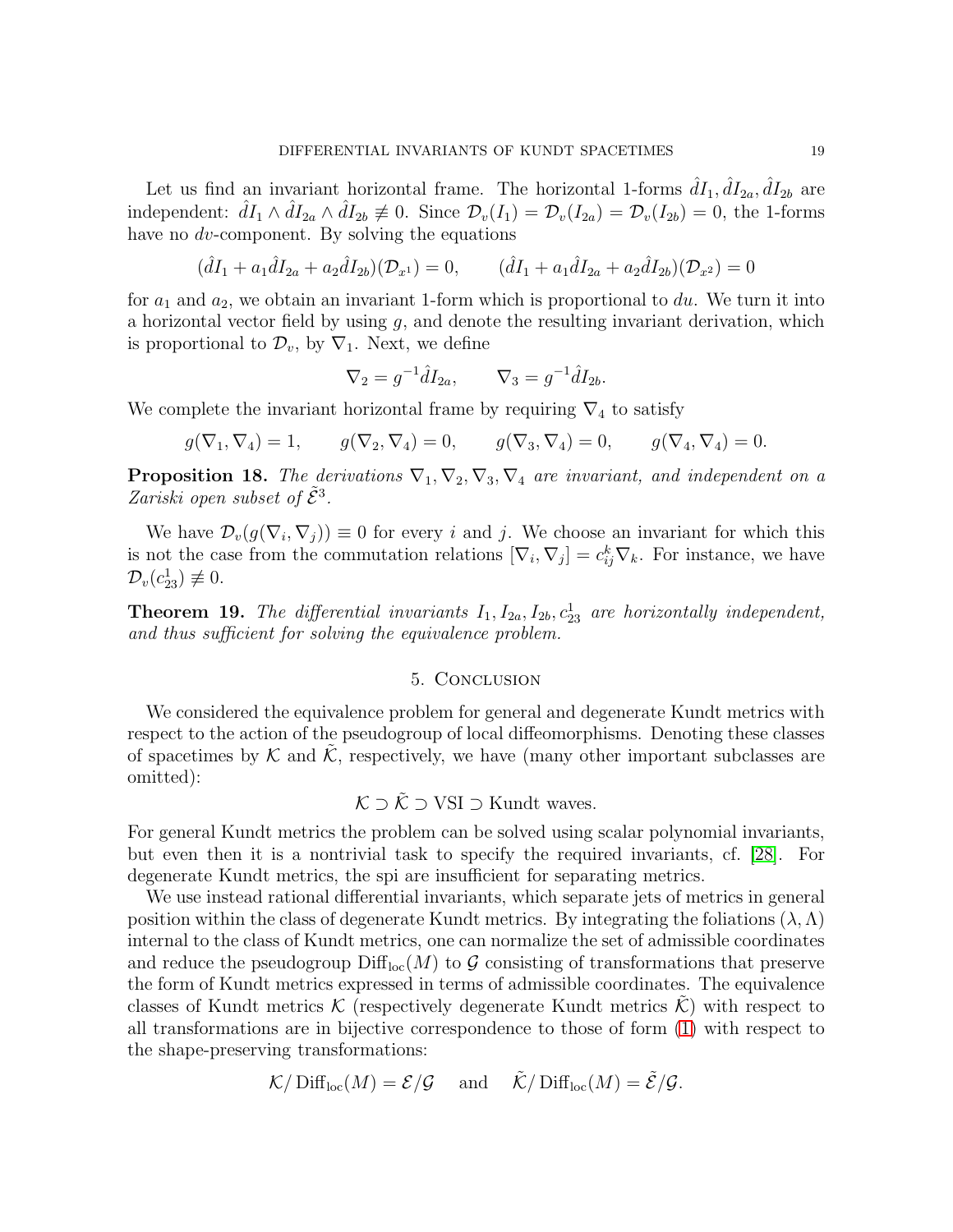Let us find an invariant horizontal frame. The horizontal 1-forms $\hat{d}I_1, \hat{d}I_{2a}, \hat{d}I_{2b}$ are independent: $\hat{d}I_1 \wedge \hat{d}I_{2a} \wedge \hat{d}I_{2b} \not\equiv 0$. Since $\mathcal{D}_v(I_1) = \mathcal{D}_v(I_{2a}) = \mathcal{D}_v(I_{2b}) = 0$, the 1-forms have no $dv$-component. By solving the equations

$$(\hat{d}I_1 + a_1 \hat{d}I_{2a} + a_2 \hat{d}I_{2b})(\mathcal{D}_{x^1}) = 0, \qquad (\hat{d}I_1 + a_1 \hat{d}I_{2a} + a_2 \hat{d}I_{2b})(\mathcal{D}_{x^2}) = 0$$

for $a_1$ and $a_2$, we obtain an invariant 1-form which is proportional to $du$. We turn it into a horizontal vector field by using $g$, and denote the resulting invariant derivation, which is proportional to $\mathcal{D}_v$, by $\nabla_1$. Next, we define

$$\nabla_2 = g^{-1}\hat{d}I_{2a}, \qquad \nabla_3 = g^{-1}\hat{d}I_{2b}.$$

We complete the invariant horizontal frame by requiring $\nabla_4$ to satisfy

$$g(\nabla_1, \nabla_4) = 1, \qquad g(\nabla_2, \nabla_4) = 0, \qquad g(\nabla_3, \nabla_4) = 0, \qquad g(\nabla_4, \nabla_4) = 0.$$

**Proposition 18.** *The derivations $\nabla_1, \nabla_2, \nabla_3, \nabla_4$ are invariant, and independent on a Zariski open subset of $\tilde{\mathcal{E}}^3$.*

We have $\mathcal{D}_v(g(\nabla_i, \nabla_j)) \equiv 0$ for every $i$ and $j$. We choose an invariant for which this is not the case from the commutation relations $[\nabla_i, \nabla_j] = c_{ij}^k \nabla_k$. For instance, we have $\mathcal{D}_v(c_{23}^1) \not\equiv 0$.

**Theorem 19.** *The differential invariants $I_1, I_{2a}, I_{2b}, c_{23}^1$ are horizontally independent, and thus sufficient for solving the equivalence problem.*

## 5. Conclusion

We considered the equivalence problem for general and degenerate Kundt metrics with respect to the action of the pseudogroup of local diffeomorphisms. Denoting these classes of spacetimes by $\mathcal{K}$ and $\tilde{\mathcal{K}}$, respectively, we have (many other important subclasses are omitted):

$$\mathcal{K} \supset \tilde{\mathcal{K}} \supset \text{VSI} \supset \text{Kundt waves.}$$

For general Kundt metrics the problem can be solved using scalar polynomial invariants, but even then it is a nontrivial task to specify the required invariants, cf. [28]. For degenerate Kundt metrics, the spi are insufficient for separating metrics.

We use instead rational differential invariants, which separate jets of metrics in general position within the class of degenerate Kundt metrics. By integrating the foliations $(\lambda, \Lambda)$ internal to the class of Kundt metrics, one can normalize the set of admissible coordinates and reduce the pseudogroup $\mathrm{Diff}_{\mathrm{loc}}(M)$ to $\mathcal{G}$ consisting of transformations that preserve the form of Kundt metrics expressed in terms of admissible coordinates. The equivalence classes of Kundt metrics $\mathcal{K}$ (respectively degenerate Kundt metrics $\tilde{\mathcal{K}}$) with respect to all transformations are in bijective correspondence to those of form (1) with respect to the shape-preserving transformations:

$$\mathcal{K}/\,\mathrm{Diff}_{\mathrm{loc}}(M) = \mathcal{E}/\mathcal{G} \quad \text{and} \quad \tilde{\mathcal{K}}/\,\mathrm{Diff}_{\mathrm{loc}}(M) = \tilde{\mathcal{E}}/\mathcal{G}.$$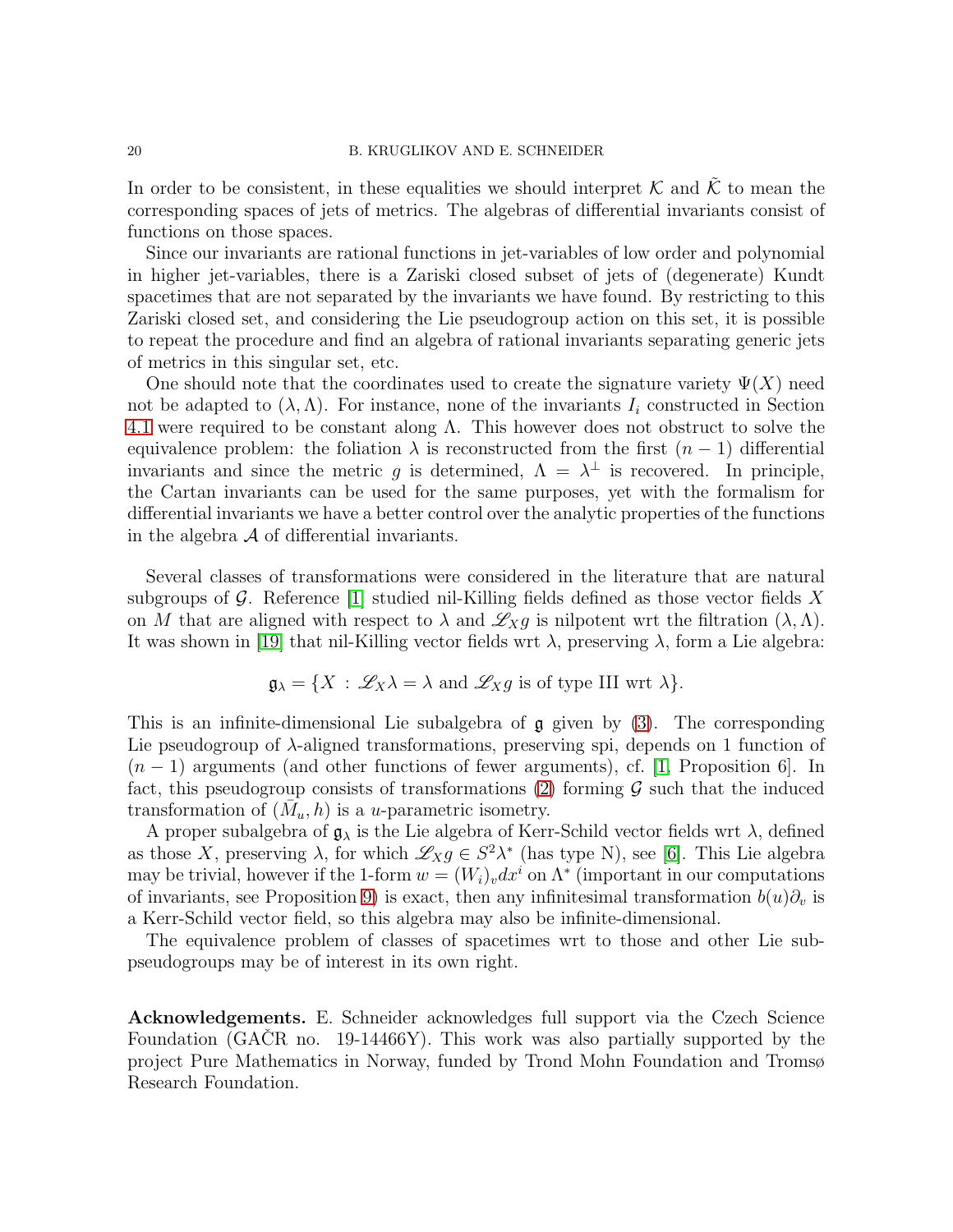In order to be consistent, in these equalities we should interpret $\mathcal{K}$ and $\tilde{\mathcal{K}}$ to mean the corresponding spaces of jets of metrics. The algebras of differential invariants consist of functions on those spaces.

Since our invariants are rational functions in jet-variables of low order and polynomial in higher jet-variables, there is a Zariski closed subset of jets of (degenerate) Kundt spacetimes that are not separated by the invariants we have found. By restricting to this Zariski closed set, and considering the Lie pseudogroup action on this set, it is possible to repeat the procedure and find an algebra of rational invariants separating generic jets of metrics in this singular set, etc.

One should note that the coordinates used to create the signature variety $\Psi(X)$ need not be adapted to $(\lambda, \Lambda)$. For instance, none of the invariants $I_i$ constructed in Section 4.1 were required to be constant along $\Lambda$. This however does not obstruct to solve the equivalence problem: the foliation $\lambda$ is reconstructed from the first $(n-1)$ differential invariants and since the metric $g$ is determined, $\Lambda = \lambda^\perp$ is recovered. In principle, the Cartan invariants can be used for the same purposes, yet with the formalism for differential invariants we have a better control over the analytic properties of the functions in the algebra $\mathcal{A}$ of differential invariants.

Several classes of transformations were considered in the literature that are natural subgroups of $\mathcal{G}$. Reference [1] studied nil-Killing fields defined as those vector fields $X$ on $M$ that are aligned with respect to $\lambda$ and $\mathscr{L}_X g$ is nilpotent wrt the filtration $(\lambda, \Lambda)$. It was shown in [19] that nil-Killing vector fields wrt $\lambda$, preserving $\lambda$, form a Lie algebra:

$$\mathfrak{g}_\lambda = \{X \, : \, \mathscr{L}_X \lambda = \lambda \text{ and } \mathscr{L}_X g \text{ is of type III wrt } \lambda\}.$$

This is an infinite-dimensional Lie subalgebra of $\mathfrak{g}$ given by (3). The corresponding Lie pseudogroup of $\lambda$-aligned transformations, preserving spi, depends on 1 function of $(n-1)$ arguments (and other functions of fewer arguments), cf. [1, Proposition 6]. In fact, this pseudogroup consists of transformations (2) forming $\mathcal{G}$ such that the induced transformation of $(\bar{M}_u, h)$ is a $u$-parametric isometry.

A proper subalgebra of $\mathfrak{g}_\lambda$ is the Lie algebra of Kerr-Schild vector fields wrt $\lambda$, defined as those $X$, preserving $\lambda$, for which $\mathscr{L}_X g \in S^2\lambda^*$ (has type N), see [6]. This Lie algebra may be trivial, however if the 1-form $w = (W_i)_v dx^i$ on $\Lambda^*$ (important in our computations of invariants, see Proposition 9) is exact, then any infinitesimal transformation $b(u)\partial_v$ is a Kerr-Schild vector field, so this algebra may also be infinite-dimensional.

The equivalence problem of classes of spacetimes wrt to those and other Lie subpseudogroups may be of interest in its own right.

**Acknowledgements.** E. Schneider acknowledges full support via the Czech Science Foundation (GAČR no. 19-14466Y). This work was also partially supported by the project Pure Mathematics in Norway, funded by Trond Mohn Foundation and Tromsø Research Foundation.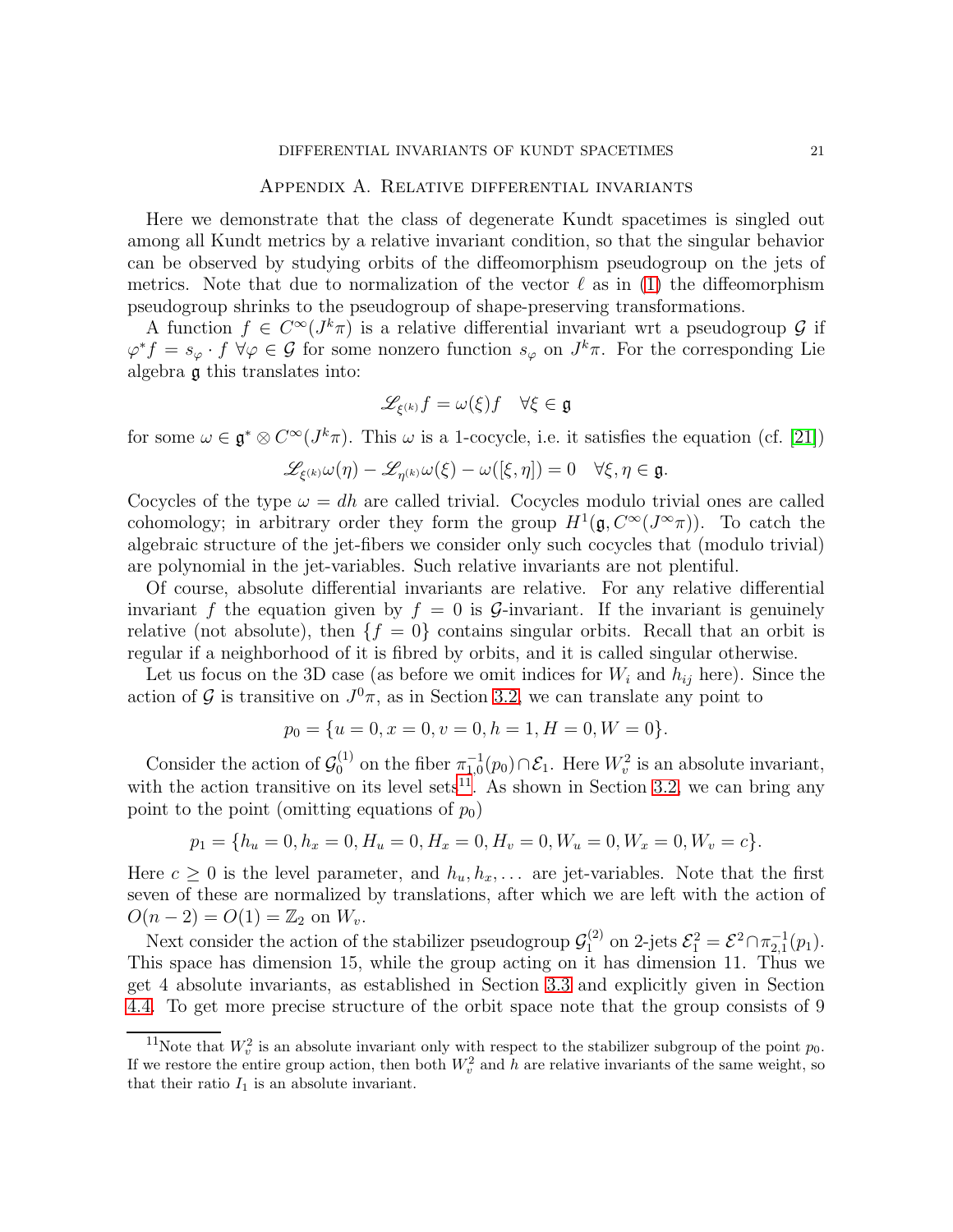## Appendix A. Relative differential invariants

Here we demonstrate that the class of degenerate Kundt spacetimes is singled out among all Kundt metrics by a relative invariant condition, so that the singular behavior can be observed by studying orbits of the diffeomorphism pseudogroup on the jets of metrics. Note that due to normalization of the vector $\ell$ as in (1) the diffeomorphism pseudogroup shrinks to the pseudogroup of shape-preserving transformations.

A function $f \in C^\infty(J^k\pi)$ is a relative differential invariant wrt a pseudogroup $\mathcal{G}$ if $\varphi^* f = s_\varphi \cdot f$ $\forall \varphi \in \mathcal{G}$ for some nonzero function $s_\varphi$ on $J^k\pi$. For the corresponding Lie algebra $\mathfrak{g}$ this translates into:

$$\mathscr{L}_{\xi^{(k)}} f = \omega(\xi) f \quad \forall \xi \in \mathfrak{g}$$

for some $\omega \in \mathfrak{g}^* \otimes C^\infty(J^k\pi)$. This $\omega$ is a 1-cocycle, i.e. it satisfies the equation (cf. [21])

$$\mathscr{L}_{\xi^{(k)}} \omega(\eta) - \mathscr{L}_{\eta^{(k)}} \omega(\xi) - \omega([\xi, \eta]) = 0 \quad \forall \xi, \eta \in \mathfrak{g}.$$

Cocycles of the type $\omega = dh$ are called trivial. Cocycles modulo trivial ones are called cohomology; in arbitrary order they form the group $H^1(\mathfrak{g}, C^\infty(J^\infty\pi))$. To catch the algebraic structure of the jet-fibers we consider only such cocycles that (modulo trivial) are polynomial in the jet-variables. Such relative invariants are not plentiful.

Of course, absolute differential invariants are relative. For any relative differential invariant $f$ the equation given by $f = 0$ is $\mathcal{G}$-invariant. If the invariant is genuinely relative (not absolute), then $\{f = 0\}$ contains singular orbits. Recall that an orbit is regular if a neighborhood of it is fibred by orbits, and it is called singular otherwise.

Let us focus on the 3D case (as before we omit indices for $W_i$ and $h_{ij}$ here). Since the action of $\mathcal{G}$ is transitive on $J^0\pi$, as in Section 3.2, we can translate any point to

$$p_0 = \{u = 0, x = 0, v = 0, h = 1, H = 0, W = 0\}.$$

Consider the action of $\mathcal{G}_0^{(1)}$ on the fiber $\pi_{1,0}^{-1}(p_0) \cap \mathcal{E}_1$. Here $W_v^2$ is an absolute invariant, with the action transitive on its level sets[11]. As shown in Section 3.2, we can bring any point to the point (omitting equations of $p_0$)

$$p_1 = \{h_u = 0, h_x = 0, H_u = 0, H_x = 0, H_v = 0, W_u = 0, W_x = 0, W_v = c\}.$$

Here $c \geq 0$ is the level parameter, and $h_u, h_x, \dots$ are jet-variables. Note that the first seven of these are normalized by translations, after which we are left with the action of $O(n-2) = O(1) = \mathbb{Z}_2$ on $W_v$.

Next consider the action of the stabilizer pseudogroup $\mathcal{G}_1^{(2)}$ on 2-jets $\mathcal{E}_1^2 = \mathcal{E}^2 \cap \pi_{2,1}^{-1}(p_1)$. This space has dimension 15, while the group acting on it has dimension 11. Thus we get 4 absolute invariants, as established in Section 3.3 and explicitly given in Section 4.4. To get more precise structure of the orbit space note that the group consists of 9

[11] Note that $W_v^2$ is an absolute invariant only with respect to the stabilizer subgroup of the point $p_0$. If we restore the entire group action, then both $W_v^2$ and $h$ are relative invariants of the same weight, so that their ratio $I_1$ is an absolute invariant.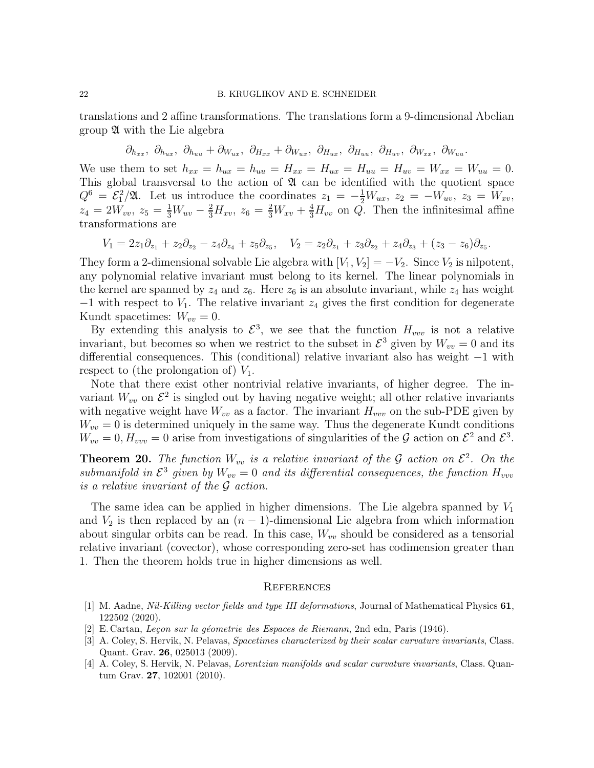translations and 2 affine transformations. The translations form a 9-dimensional Abelian group $\mathfrak{A}$ with the Lie algebra

$$\partial_{h_{xx}},\ \partial_{h_{ux}},\ \partial_{h_{uu}} + \partial_{W_{ux}},\ \partial_{H_{xx}} + \partial_{W_{ux}},\ \partial_{H_{ux}},\ \partial_{H_{uu}},\ \partial_{H_{uv}},\ \partial_{W_{xx}},\ \partial_{W_{uu}}.$$

We use them to set $h_{xx} = h_{ux} = h_{uu} = H_{xx} = H_{ux} = H_{uu} = H_{uv} = W_{xx} = W_{uu} = 0$. This global transversal to the action of $\mathfrak{A}$ can be identified with the quotient space $Q^6 = \mathcal{E}_1^2/\mathfrak{A}$. Let us introduce the coordinates $z_1 = -\frac{1}{2}W_{ux}$, $z_2 = -W_{uv}$, $z_3 = W_{xv}$, $z_4 = 2W_{vv}$, $z_5 = \frac{1}{3}W_{uv} - \frac{2}{3}H_{xv}$, $z_6 = \frac{2}{3}W_{xv} + \frac{4}{3}H_{vv}$ on $Q$. Then the infinitesimal affine transformations are

$$V_1 = 2z_1\partial_{z_1} + z_2\partial_{z_2} - z_4\partial_{z_4} + z_5\partial_{z_5}, \quad V_2 = z_2\partial_{z_1} + z_3\partial_{z_2} + z_4\partial_{z_3} + (z_3 - z_6)\partial_{z_5}.$$

They form a 2-dimensional solvable Lie algebra with $[V_1, V_2] = -V_2$. Since $V_2$ is nilpotent, any polynomial relative invariant must belong to its kernel. The linear polynomials in the kernel are spanned by $z_4$ and $z_6$. Here $z_6$ is an absolute invariant, while $z_4$ has weight $-1$ with respect to $V_1$. The relative invariant $z_4$ gives the first condition for degenerate Kundt spacetimes: $W_{vv} = 0$.

By extending this analysis to $\mathcal{E}^3$, we see that the function $H_{vvv}$ is not a relative invariant, but becomes so when we restrict to the subset in $\mathcal{E}^3$ given by $W_{vv} = 0$ and its differential consequences. This (conditional) relative invariant also has weight $-1$ with respect to (the prolongation of) $V_1$.

Note that there exist other nontrivial relative invariants, of higher degree. The invariant $W_{vv}$ on $\mathcal{E}^2$ is singled out by having negative weight; all other relative invariants with negative weight have $W_{vv}$ as a factor. The invariant $H_{vvv}$ on the sub-PDE given by $W_{vv} = 0$ is determined uniquely in the same way. Thus the degenerate Kundt conditions $W_{vv} = 0, H_{vvv} = 0$ arise from investigations of singularities of the $\mathcal{G}$ action on $\mathcal{E}^2$ and $\mathcal{E}^3$.

**Theorem 20.** *The function $W_{vv}$ is a relative invariant of the $\mathcal{G}$ action on $\mathcal{E}^2$. On the submanifold in $\mathcal{E}^3$ given by $W_{vv} = 0$ and its differential consequences, the function $H_{vvv}$ is a relative invariant of the $\mathcal{G}$ action.*

The same idea can be applied in higher dimensions. The Lie algebra spanned by $V_1$ and $V_2$ is then replaced by an $(n-1)$-dimensional Lie algebra from which information about singular orbits can be read. In this case, $W_{vv}$ should be considered as a tensorial relative invariant (covector), whose corresponding zero-set has codimension greater than 1. Then the theorem holds true in higher dimensions as well.

## References

[1] M. Aadne, *Nil-Killing vector fields and type III deformations*, Journal of Mathematical Physics **61**, 122502 (2020).

[2] E. Cartan, *Leçon sur la géometrie des Espaces de Riemann*, 2nd edn, Paris (1946).

[3] A. Coley, S. Hervik, N. Pelavas, *Spacetimes characterized by their scalar curvature invariants*, Class. Quant. Grav. **26**, 025013 (2009).

[4] A. Coley, S. Hervik, N. Pelavas, *Lorentzian manifolds and scalar curvature invariants*, Class. Quantum Grav. **27**, 102001 (2010).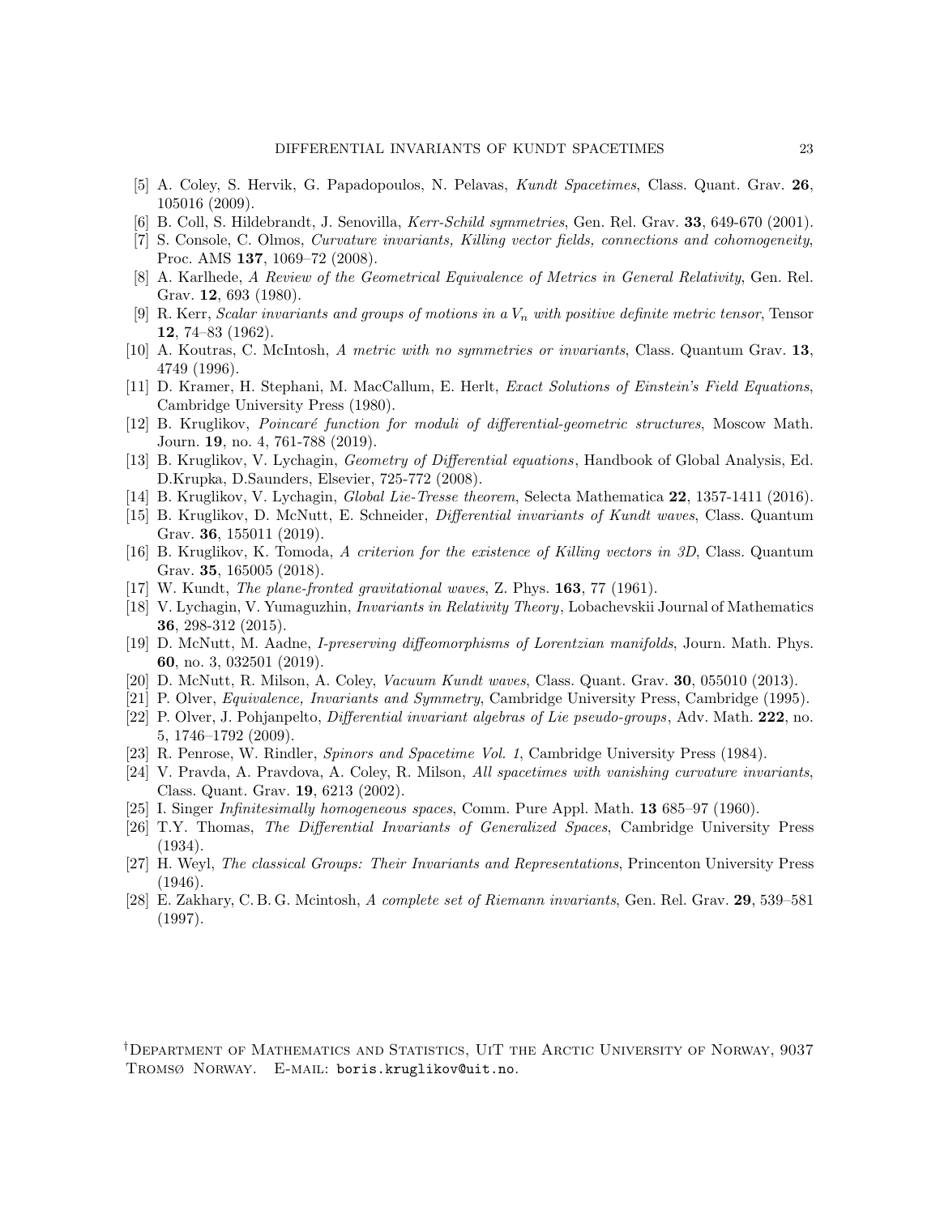[5] A. Coley, S. Hervik, G. Papadopoulos, N. Pelavas, *Kundt Spacetimes*, Class. Quant. Grav. **26**, 105016 (2009).

[6] B. Coll, S. Hildebrandt, J. Senovilla, *Kerr-Schild symmetries*, Gen. Rel. Grav. **33**, 649-670 (2001).

[7] S. Console, C. Olmos, *Curvature invariants, Killing vector fields, connections and cohomogeneity*, Proc. AMS **137**, 1069–72 (2008).

[8] A. Karlhede, *A Review of the Geometrical Equivalence of Metrics in General Relativity*, Gen. Rel. Grav. **12**, 693 (1980).

[9] R. Kerr, *Scalar invariants and groups of motions in a $V_n$ with positive definite metric tensor*, Tensor **12**, 74–83 (1962).

[10] A. Koutras, C. McIntosh, *A metric with no symmetries or invariants*, Class. Quantum Grav. **13**, 4749 (1996).

[11] D. Kramer, H. Stephani, M. MacCallum, E. Herlt, *Exact Solutions of Einstein's Field Equations*, Cambridge University Press (1980).

[12] B. Kruglikov, *Poincaré function for moduli of differential-geometric structures*, Moscow Math. Journ. **19**, no. 4, 761-788 (2019).

[13] B. Kruglikov, V. Lychagin, *Geometry of Differential equations*, Handbook of Global Analysis, Ed. D.Krupka, D.Saunders, Elsevier, 725-772 (2008).

[14] B. Kruglikov, V. Lychagin, *Global Lie-Tresse theorem*, Selecta Mathematica **22**, 1357-1411 (2016).

[15] B. Kruglikov, D. McNutt, E. Schneider, *Differential invariants of Kundt waves*, Class. Quantum Grav. **36**, 155011 (2019).

[16] B. Kruglikov, K. Tomoda, *A criterion for the existence of Killing vectors in 3D*, Class. Quantum Grav. **35**, 165005 (2018).

[17] W. Kundt, *The plane-fronted gravitational waves*, Z. Phys. **163**, 77 (1961).

[18] V. Lychagin, V. Yumaguzhin, *Invariants in Relativity Theory*, Lobachevskii Journal of Mathematics **36**, 298-312 (2015).

[19] D. McNutt, M. Aadne, *I-preserving diffeomorphisms of Lorentzian manifolds*, Journ. Math. Phys. **60**, no. 3, 032501 (2019).

[20] D. McNutt, R. Milson, A. Coley, *Vacuum Kundt waves*, Class. Quant. Grav. **30**, 055010 (2013).

[21] P. Olver, *Equivalence, Invariants and Symmetry*, Cambridge University Press, Cambridge (1995).

[22] P. Olver, J. Pohjanpelto, *Differential invariant algebras of Lie pseudo-groups*, Adv. Math. **222**, no. 5, 1746–1792 (2009).

[23] R. Penrose, W. Rindler, *Spinors and Spacetime Vol. 1*, Cambridge University Press (1984).

[24] V. Pravda, A. Pravdova, A. Coley, R. Milson, *All spacetimes with vanishing curvature invariants*, Class. Quant. Grav. **19**, 6213 (2002).

[25] I. Singer *Infinitesimally homogeneous spaces*, Comm. Pure Appl. Math. **13** 685–97 (1960).

[26] T.Y. Thomas, *The Differential Invariants of Generalized Spaces*, Cambridge University Press (1934).

[27] H. Weyl, *The classical Groups: Their Invariants and Representations*, Princenton University Press (1946).

[28] E. Zakhary, C. B. G. Mcintosh, *A complete set of Riemann invariants*, Gen. Rel. Grav. **29**, 539–581 (1997).

†Department of Mathematics and Statistics, UiT the Arctic University of Norway, 9037 Tromsø Norway. E-mail: boris.kruglikov@uit.no.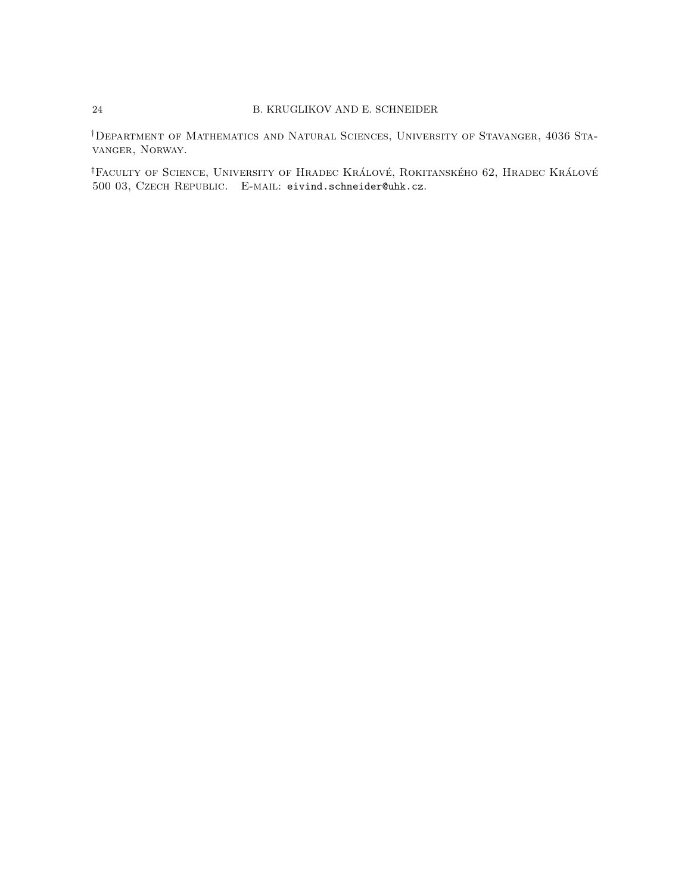[†]Department of Mathematics and Natural Sciences, University of Stavanger, 4036 Stavanger, Norway.

[‡]Faculty of Science, University of Hradec Králové, Rokitanského 62, Hradec Králové 500 03, Czech Republic. E-mail: eivind.schneider@uhk.cz.